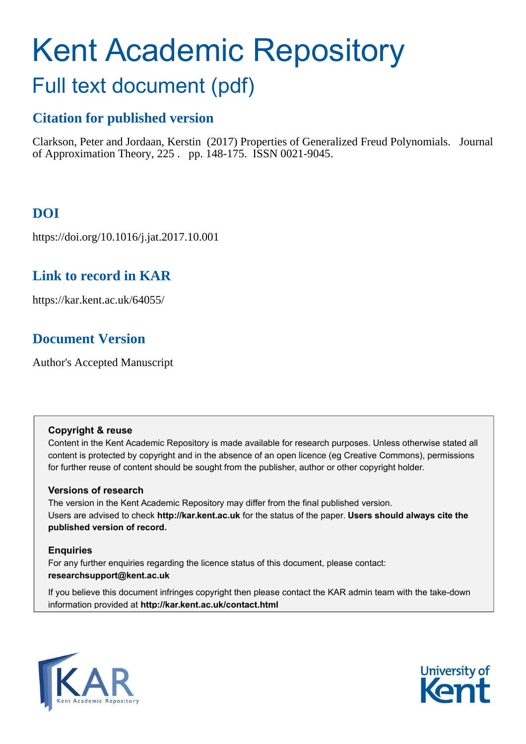# Kent Academic Repository

## Full text document (pdf)

### Citation for published version

Clarkson, Peter and Jordaan, Kerstin (2017) Properties of Generalized Freud Polynomials. Journal of Approximation Theory, 225 . pp. 148-175. ISSN 0021-9045.

### DOI

https://doi.org/10.1016/j.jat.2017.10.001

### Link to record in KAR

https://kar.kent.ac.uk/64055/

### Document Version

Author's Accepted Manuscript

**Copyright & reuse**

Content in the Kent Academic Repository is made available for research purposes. Unless otherwise stated all content is protected by copyright and in the absence of an open licence (eg Creative Commons), permissions for further reuse of content should be sought from the publisher, author or other copyright holder.

**Versions of research**

The version in the Kent Academic Repository may differ from the final published version.
Users are advised to check **http://kar.kent.ac.uk** for the status of the paper. **Users should always cite the published version of record.**

**Enquiries**

For any further enquiries regarding the licence status of this document, please contact:
**researchsupport@kent.ac.uk**

If you believe this document infringes copyright then please contact the KAR admin team with the take-down information provided at **http://kar.kent.ac.uk/contact.html**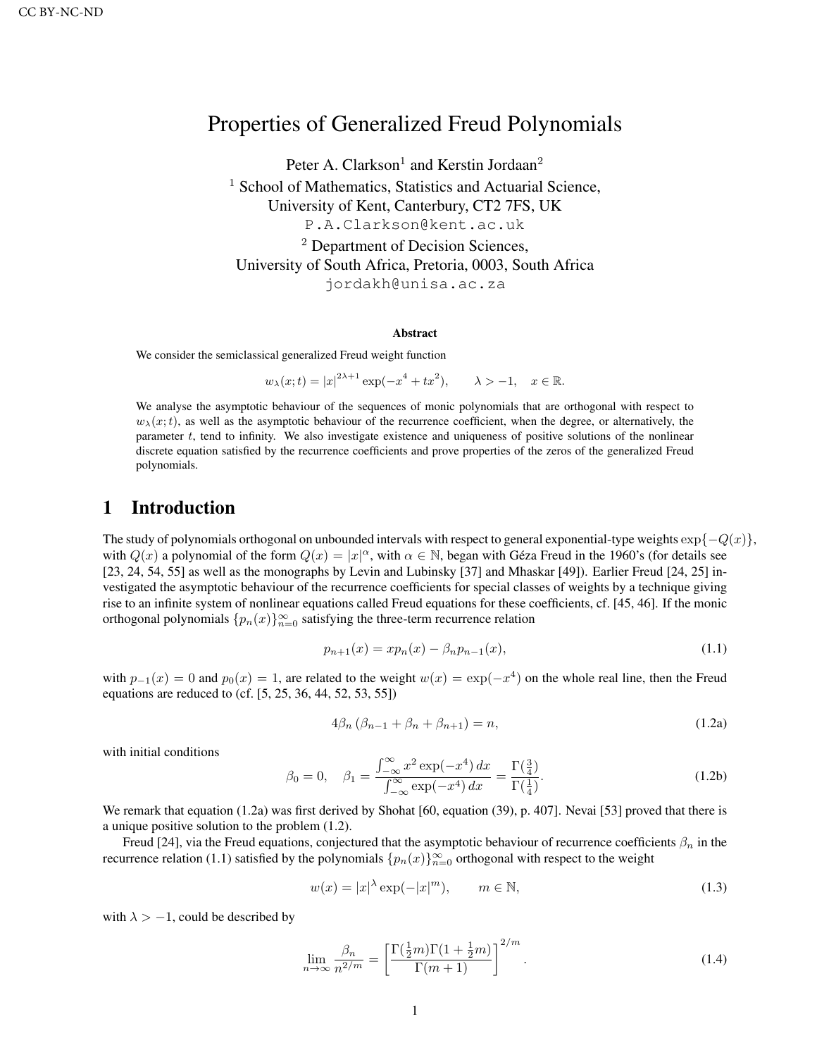CC BY-NC-ND

# Properties of Generalized Freud Polynomials

Peter A. Clarkson[1] and Kerstin Jordaan[2]

[1] School of Mathematics, Statistics and Actuarial Science, University of Kent, Canterbury, CT2 7FS, UK
P.A.Clarkson@kent.ac.uk

[2] Department of Decision Sciences, University of South Africa, Pretoria, 0003, South Africa
jordakh@unisa.ac.za

### Abstract

We consider the semiclassical generalized Freud weight function

$$w_\lambda(x;t) = |x|^{2\lambda+1} \exp(-x^4 + tx^2), \qquad \lambda > -1, \quad x \in \mathbb{R}.$$

We analyse the asymptotic behaviour of the sequences of monic polynomials that are orthogonal with respect to $w_\lambda(x;t)$, as well as the asymptotic behaviour of the recurrence coefficient, when the degree, or alternatively, the parameter $t$, tend to infinity. We also investigate existence and uniqueness of positive solutions of the nonlinear discrete equation satisfied by the recurrence coefficients and prove properties of the zeros of the generalized Freud polynomials.

## 1 Introduction

The study of polynomials orthogonal on unbounded intervals with respect to general exponential-type weights $\exp\{-Q(x)\}$, with $Q(x)$ a polynomial of the form $Q(x) = |x|^\alpha$, with $\alpha \in \mathbb{N}$, began with Géza Freud in the 1960's (for details see [23, 24, 54, 55] as well as the monographs by Levin and Lubinsky [37] and Mhaskar [49]). Earlier Freud [24, 25] investigated the asymptotic behaviour of the recurrence coefficients for special classes of weights by a technique giving rise to an infinite system of nonlinear equations called Freud equations for these coefficients, cf. [45, 46]. If the monic orthogonal polynomials $\{p_n(x)\}_{n=0}^\infty$ satisfying the three-term recurrence relation

$$p_{n+1}(x) = xp_n(x) - \beta_n p_{n-1}(x), \tag{1.1}$$

with $p_{-1}(x) = 0$ and $p_0(x) = 1$, are related to the weight $w(x) = \exp(-x^4)$ on the whole real line, then the Freud equations are reduced to (cf. [5, 25, 36, 44, 52, 53, 55])

$$4\beta_n (\beta_{n-1} + \beta_n + \beta_{n+1}) = n, \tag{1.2a}$$

with initial conditions

$$\beta_0 = 0, \quad \beta_1 = \frac{\int_{-\infty}^\infty x^2 \exp(-x^4)\, dx}{\int_{-\infty}^\infty \exp(-x^4)\, dx} = \frac{\Gamma(\frac{3}{4})}{\Gamma(\frac{1}{4})}. \tag{1.2b}$$

We remark that equation (1.2a) was first derived by Shohat [60, equation (39), p. 407]. Nevai [53] proved that there is a unique positive solution to the problem (1.2).

Freud [24], via the Freud equations, conjectured that the asymptotic behaviour of recurrence coefficients $\beta_n$ in the recurrence relation (1.1) satisfied by the polynomials $\{p_n(x)\}_{n=0}^\infty$ orthogonal with respect to the weight

$$w(x) = |x|^\lambda \exp(-|x|^m), \qquad m \in \mathbb{N}, \tag{1.3}$$

with $\lambda > -1$, could be described by

$$\lim_{n\to\infty} \frac{\beta_n}{n^{2/m}} = \left[\frac{\Gamma(\frac{1}{2}m)\Gamma(1+\frac{1}{2}m)}{\Gamma(m+1)}\right]^{2/m}. \tag{1.4}$$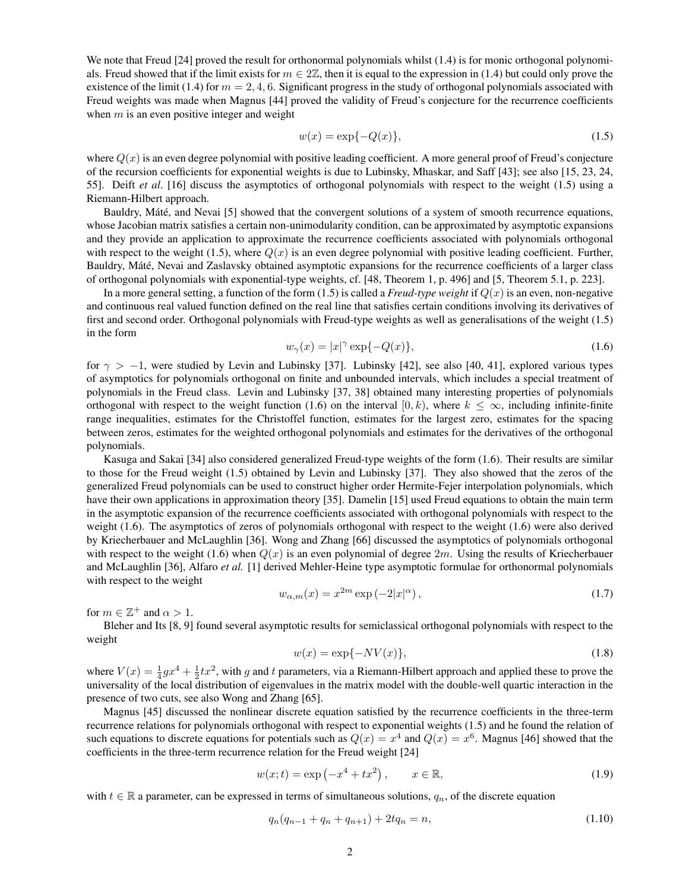We note that Freud [24] proved the result for orthonormal polynomials whilst (1.4) is for monic orthogonal polynomials. Freud showed that if the limit exists for $m \in 2\mathbb{Z}$, then it is equal to the expression in (1.4) but could only prove the existence of the limit (1.4) for $m = 2, 4, 6$. Significant progress in the study of orthogonal polynomials associated with Freud weights was made when Magnus [44] proved the validity of Freud's conjecture for the recurrence coefficients when $m$ is an even positive integer and weight

$$w(x) = \exp\{-Q(x)\}, \tag{1.5}$$

where $Q(x)$ is an even degree polynomial with positive leading coefficient. A more general proof of Freud's conjecture of the recursion coefficients for exponential weights is due to Lubinsky, Mhaskar, and Saff [43]; see also [15, 23, 24, 55]. Deift *et al*. [16] discuss the asymptotics of orthogonal polynomials with respect to the weight (1.5) using a Riemann-Hilbert approach.

Bauldry, Máté, and Nevai [5] showed that the convergent solutions of a system of smooth recurrence equations, whose Jacobian matrix satisfies a certain non-unimodularity condition, can be approximated by asymptotic expansions and they provide an application to approximate the recurrence coefficients associated with polynomials orthogonal with respect to the weight (1.5), where $Q(x)$ is an even degree polynomial with positive leading coefficient. Further, Bauldry, Máté, Nevai and Zaslavsky obtained asymptotic expansions for the recurrence coefficients of a larger class of orthogonal polynomials with exponential-type weights, cf. [48, Theorem 1, p. 496] and [5, Theorem 5.1, p. 223].

In a more general setting, a function of the form (1.5) is called a *Freud-type weight* if $Q(x)$ is an even, non-negative and continuous real valued function defined on the real line that satisfies certain conditions involving its derivatives of first and second order. Orthogonal polynomials with Freud-type weights as well as generalisations of the weight (1.5) in the form

$$w_\gamma(x) = |x|^\gamma \exp\{-Q(x)\}, \tag{1.6}$$

for $\gamma > -1$, were studied by Levin and Lubinsky [37]. Lubinsky [42], see also [40, 41], explored various types of asymptotics for polynomials orthogonal on finite and unbounded intervals, which includes a special treatment of polynomials in the Freud class. Levin and Lubinsky [37, 38] obtained many interesting properties of polynomials orthogonal with respect to the weight function (1.6) on the interval $[0, k)$, where $k \leq \infty$, including infinite-finite range inequalities, estimates for the Christoffel function, estimates for the largest zero, estimates for the spacing between zeros, estimates for the weighted orthogonal polynomials and estimates for the derivatives of the orthogonal polynomials.

Kasuga and Sakai [34] also considered generalized Freud-type weights of the form (1.6). Their results are similar to those for the Freud weight (1.5) obtained by Levin and Lubinsky [37]. They also showed that the zeros of the generalized Freud polynomials can be used to construct higher order Hermite-Fejer interpolation polynomials, which have their own applications in approximation theory [35]. Damelin [15] used Freud equations to obtain the main term in the asymptotic expansion of the recurrence coefficients associated with orthogonal polynomials with respect to the weight (1.6). The asymptotics of zeros of polynomials orthogonal with respect to the weight (1.6) were also derived by Kriecherbauer and McLaughlin [36]. Wong and Zhang [66] discussed the asymptotics of polynomials orthogonal with respect to the weight (1.6) when $Q(x)$ is an even polynomial of degree $2m$. Using the results of Kriecherbauer and McLaughlin [36], Alfaro *et al.* [1] derived Mehler-Heine type asymptotic formulae for orthonormal polynomials with respect to the weight

$$w_{\alpha,m}(x) = x^{2m} \exp\left(-2|x|^\alpha\right), \tag{1.7}$$

for $m \in \mathbb{Z}^+$ and $\alpha > 1$.

Bleher and Its [8, 9] found several asymptotic results for semiclassical orthogonal polynomials with respect to the weight

$$w(x) = \exp\{-NV(x)\}, \tag{1.8}$$

where $V(x) = \frac{1}{4}gx^4 + \frac{1}{2}tx^2$, with $g$ and $t$ parameters, via a Riemann-Hilbert approach and applied these to prove the universality of the local distribution of eigenvalues in the matrix model with the double-well quartic interaction in the presence of two cuts, see also Wong and Zhang [65].

Magnus [45] discussed the nonlinear discrete equation satisfied by the recurrence coefficients in the three-term recurrence relations for polynomials orthogonal with respect to exponential weights (1.5) and he found the relation of such equations to discrete equations for potentials such as $Q(x) = x^4$ and $Q(x) = x^6$. Magnus [46] showed that the coefficients in the three-term recurrence relation for the Freud weight [24]

$$w(x;t) = \exp\left(-x^4 + tx^2\right), \qquad x \in \mathbb{R}, \tag{1.9}$$

with $t \in \mathbb{R}$ a parameter, can be expressed in terms of simultaneous solutions, $q_n$, of the discrete equation

$$q_n(q_{n-1} + q_n + q_{n+1}) + 2tq_n = n, \tag{1.10}$$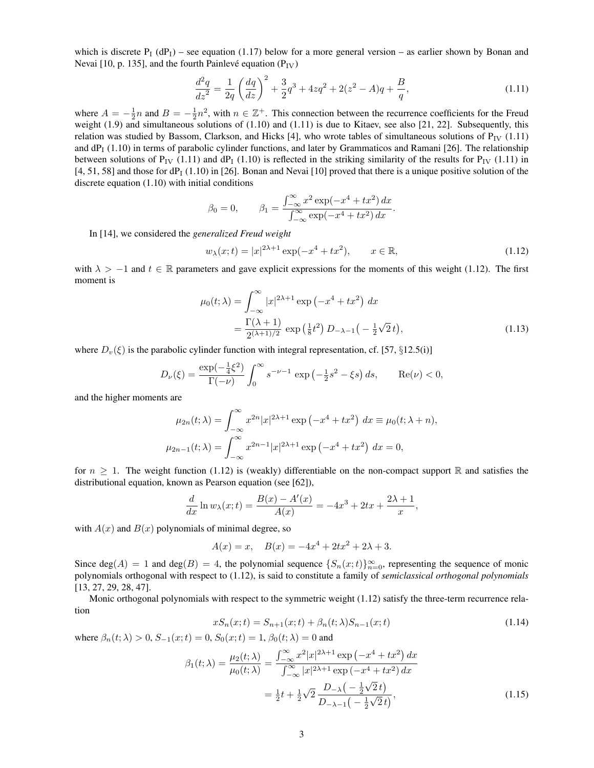which is discrete $\mathrm{P_I}$ ($\mathrm{dP_I}$) – see equation (1.17) below for a more general version – as earlier shown by Bonan and Nevai [10, p. 135], and the fourth Painlevé equation ($\mathrm{P_{IV}}$)

$$\frac{d^2q}{dz^2} = \frac{1}{2q}\left(\frac{dq}{dz}\right)^2 + \frac{3}{2}q^3 + 4zq^2 + 2(z^2 - A)q + \frac{B}{q}, \tag{1.11}$$

where $A = -\frac{1}{2}n$ and $B = -\frac{1}{2}n^2$, with $n \in \mathbb{Z}^+$. This connection between the recurrence coefficients for the Freud weight (1.9) and simultaneous solutions of (1.10) and (1.11) is due to Kitaev, see also [21, 22]. Subsequently, this relation was studied by Bassom, Clarkson, and Hicks [4], who wrote tables of simultaneous solutions of $\mathrm{P_{IV}}$ (1.11) and $\mathrm{dP_I}$ (1.10) in terms of parabolic cylinder functions, and later by Grammaticos and Ramani [26]. The relationship between solutions of $\mathrm{P_{IV}}$ (1.11) and $\mathrm{dP_I}$ (1.10) is reflected in the striking similarity of the results for $\mathrm{P_{IV}}$ (1.11) in [4, 51, 58] and those for $\mathrm{dP_I}$ (1.10) in [26]. Bonan and Nevai [10] proved that there is a unique positive solution of the discrete equation (1.10) with initial conditions

$$\beta_0 = 0, \qquad \beta_1 = \frac{\int_{-\infty}^{\infty} x^2 \exp(-x^4 + tx^2)\, dx}{\int_{-\infty}^{\infty} \exp(-x^4 + tx^2)\, dx}.$$

In [14], we considered the *generalized Freud weight*

$$w_\lambda(x;t) = |x|^{2\lambda+1} \exp(-x^4 + tx^2), \qquad x \in \mathbb{R}, \tag{1.12}$$

with $\lambda > -1$ and $t \in \mathbb{R}$ parameters and gave explicit expressions for the moments of this weight (1.12). The first moment is

$$\begin{aligned}\mu_0(t;\lambda) &= \int_{-\infty}^{\infty} |x|^{2\lambda+1} \exp\left(-x^4 + tx^2\right)\, dx \\ &= \frac{\Gamma(\lambda+1)}{2^{(\lambda+1)/2}} \exp\left(\tfrac{1}{8}t^2\right) D_{-\lambda-1}\left(-\tfrac{1}{2}\sqrt{2}\,t\right),\end{aligned} \tag{1.13}$$

where $D_v(\xi)$ is the parabolic cylinder function with integral representation, cf. [57, §12.5(i)]

$$D_\nu(\xi) = \frac{\exp(-\frac{1}{4}\xi^2)}{\Gamma(-\nu)} \int_0^{\infty} s^{-\nu-1} \exp\left(-\tfrac{1}{2}s^2 - \xi s\right) ds, \qquad \mathrm{Re}(\nu) < 0,$$

and the higher moments are

$$\begin{aligned}\mu_{2n}(t;\lambda) &= \int_{-\infty}^{\infty} x^{2n}|x|^{2\lambda+1} \exp\left(-x^4 + tx^2\right)\, dx \equiv \mu_0(t;\lambda+n), \\ \mu_{2n-1}(t;\lambda) &= \int_{-\infty}^{\infty} x^{2n-1}|x|^{2\lambda+1} \exp\left(-x^4 + tx^2\right)\, dx = 0,\end{aligned}$$

for $n \geq 1$. The weight function (1.12) is (weakly) differentiable on the non-compact support $\mathbb{R}$ and satisfies the distributional equation, known as Pearson equation (see [62]),

$$\frac{d}{dx} \ln w_\lambda(x;t) = \frac{B(x) - A'(x)}{A(x)} = -4x^3 + 2tx + \frac{2\lambda+1}{x},$$

with $A(x)$ and $B(x)$ polynomials of minimal degree, so

$$A(x) = x, \quad B(x) = -4x^4 + 2tx^2 + 2\lambda + 3.$$

Since $\deg(A) = 1$ and $\deg(B) = 4$, the polynomial sequence $\{S_n(x;t)\}_{n=0}^{\infty}$, representing the sequence of monic polynomials orthogonal with respect to (1.12), is said to constitute a family of *semiclassical orthogonal polynomials* [13, 27, 29, 28, 47].

Monic orthogonal polynomials with respect to the symmetric weight (1.12) satisfy the three-term recurrence relation

$$xS_n(x;t) = S_{n+1}(x;t) + \beta_n(t;\lambda)S_{n-1}(x;t) \tag{1.14}$$

where $\beta_n(t;\lambda) > 0$, $S_{-1}(x;t) = 0$, $S_0(x;t) = 1$, $\beta_0(t;\lambda) = 0$ and

$$\begin{aligned}\beta_1(t;\lambda) = \frac{\mu_2(t;\lambda)}{\mu_0(t;\lambda)} &= \frac{\int_{-\infty}^{\infty} x^2|x|^{2\lambda+1} \exp\left(-x^4 + tx^2\right) dx}{\int_{-\infty}^{\infty} |x|^{2\lambda+1} \exp\left(-x^4 + tx^2\right) dx} \\ &= \tfrac{1}{2}t + \tfrac{1}{2}\sqrt{2}\, \frac{D_{-\lambda}\left(-\tfrac{1}{2}\sqrt{2}\,t\right)}{D_{-\lambda-1}\left(-\tfrac{1}{2}\sqrt{2}\,t\right)},\end{aligned} \tag{1.15}$$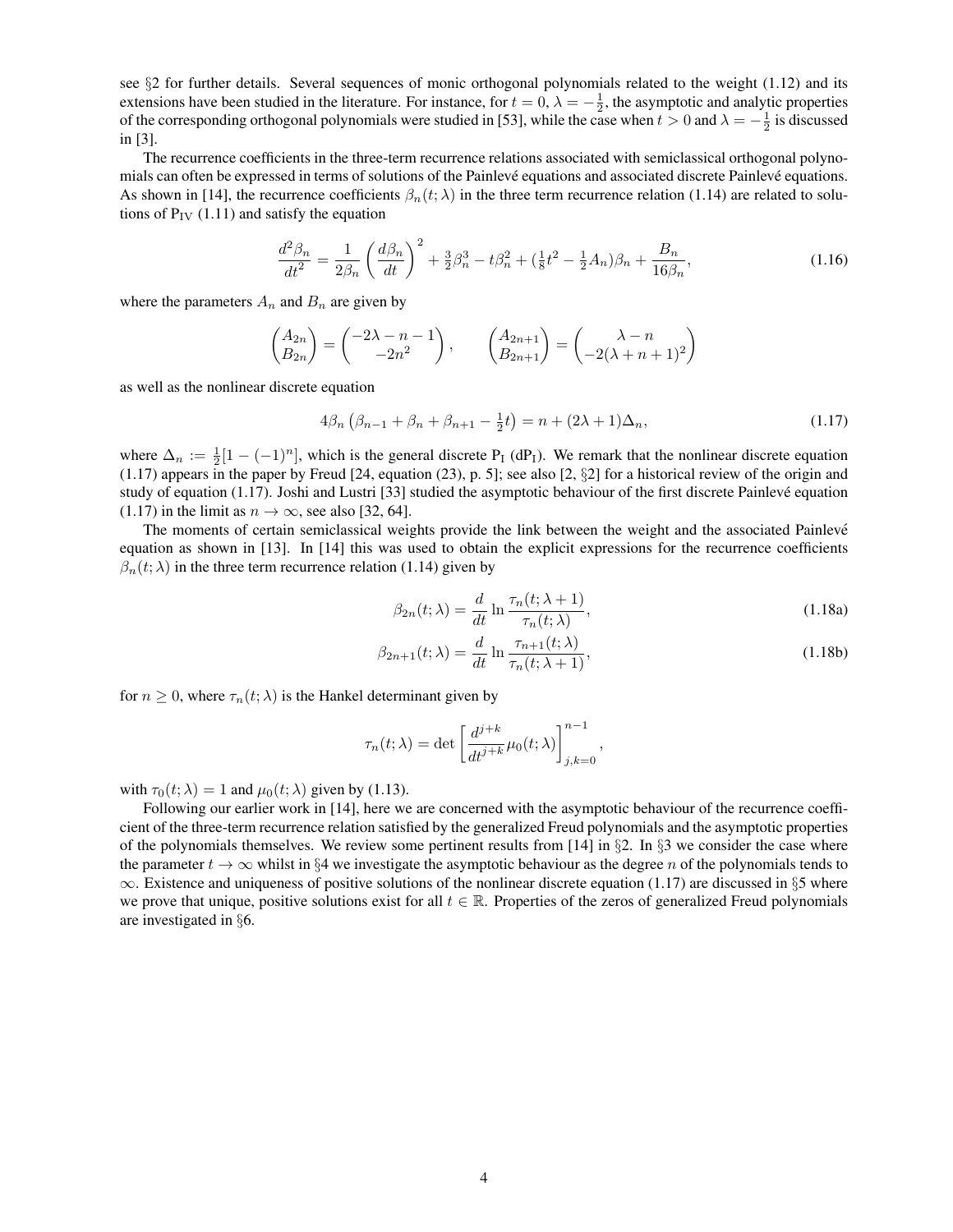see §2 for further details. Several sequences of monic orthogonal polynomials related to the weight (1.12) and its extensions have been studied in the literature. For instance, for $t = 0$, $\lambda = -\frac{1}{2}$, the asymptotic and analytic properties of the corresponding orthogonal polynomials were studied in [53], while the case when $t > 0$ and $\lambda = -\frac{1}{2}$ is discussed in [3].

The recurrence coefficients in the three-term recurrence relations associated with semiclassical orthogonal polynomials can often be expressed in terms of solutions of the Painlevé equations and associated discrete Painlevé equations. As shown in [14], the recurrence coefficients $\beta_n(t;\lambda)$ in the three term recurrence relation (1.14) are related to solutions of $\mathrm{P_{IV}}$ (1.11) and satisfy the equation

$$\frac{d^2\beta_n}{dt^2} = \frac{1}{2\beta_n}\left(\frac{d\beta_n}{dt}\right)^2 + \tfrac{3}{2}\beta_n^3 - t\beta_n^2 + (\tfrac{1}{8}t^2 - \tfrac{1}{2}A_n)\beta_n + \frac{B_n}{16\beta_n}, \tag{1.16}$$

where the parameters $A_n$ and $B_n$ are given by

$$\begin{pmatrix} A_{2n} \\ B_{2n} \end{pmatrix} = \begin{pmatrix} -2\lambda - n - 1 \\ -2n^2 \end{pmatrix}, \qquad \begin{pmatrix} A_{2n+1} \\ B_{2n+1} \end{pmatrix} = \begin{pmatrix} \lambda - n \\ -2(\lambda + n + 1)^2 \end{pmatrix}$$

as well as the nonlinear discrete equation

$$4\beta_n\left(\beta_{n-1} + \beta_n + \beta_{n+1} - \tfrac{1}{2}t\right) = n + (2\lambda + 1)\Delta_n, \tag{1.17}$$

where $\Delta_n := \frac{1}{2}[1 - (-1)^n]$, which is the general discrete $\mathrm{P_I}$ ($\mathrm{dP_I}$). We remark that the nonlinear discrete equation (1.17) appears in the paper by Freud [24, equation (23), p. 5]; see also [2, §2] for a historical review of the origin and study of equation (1.17). Joshi and Lustri [33] studied the asymptotic behaviour of the first discrete Painlevé equation (1.17) in the limit as $n \to \infty$, see also [32, 64].

The moments of certain semiclassical weights provide the link between the weight and the associated Painlevé equation as shown in [13]. In [14] this was used to obtain the explicit expressions for the recurrence coefficients $\beta_n(t;\lambda)$ in the three term recurrence relation (1.14) given by

$$\beta_{2n}(t;\lambda) = \frac{d}{dt}\ln\frac{\tau_n(t;\lambda+1)}{\tau_n(t;\lambda)}, \tag{1.18a}$$

$$\beta_{2n+1}(t;\lambda) = \frac{d}{dt}\ln\frac{\tau_{n+1}(t;\lambda)}{\tau_n(t;\lambda+1)}, \tag{1.18b}$$

for $n \geq 0$, where $\tau_n(t;\lambda)$ is the Hankel determinant given by

$$\tau_n(t;\lambda) = \det\left[\frac{d^{j+k}}{dt^{j+k}}\mu_0(t;\lambda)\right]_{j,k=0}^{n-1},$$

with $\tau_0(t;\lambda) = 1$ and $\mu_0(t;\lambda)$ given by (1.13).

Following our earlier work in [14], here we are concerned with the asymptotic behaviour of the recurrence coefficient of the three-term recurrence relation satisfied by the generalized Freud polynomials and the asymptotic properties of the polynomials themselves. We review some pertinent results from [14] in §2. In §3 we consider the case where the parameter $t \to \infty$ whilst in §4 we investigate the asymptotic behaviour as the degree $n$ of the polynomials tends to $\infty$. Existence and uniqueness of positive solutions of the nonlinear discrete equation (1.17) are discussed in §5 where we prove that unique, positive solutions exist for all $t \in \mathbb{R}$. Properties of the zeros of generalized Freud polynomials are investigated in §6.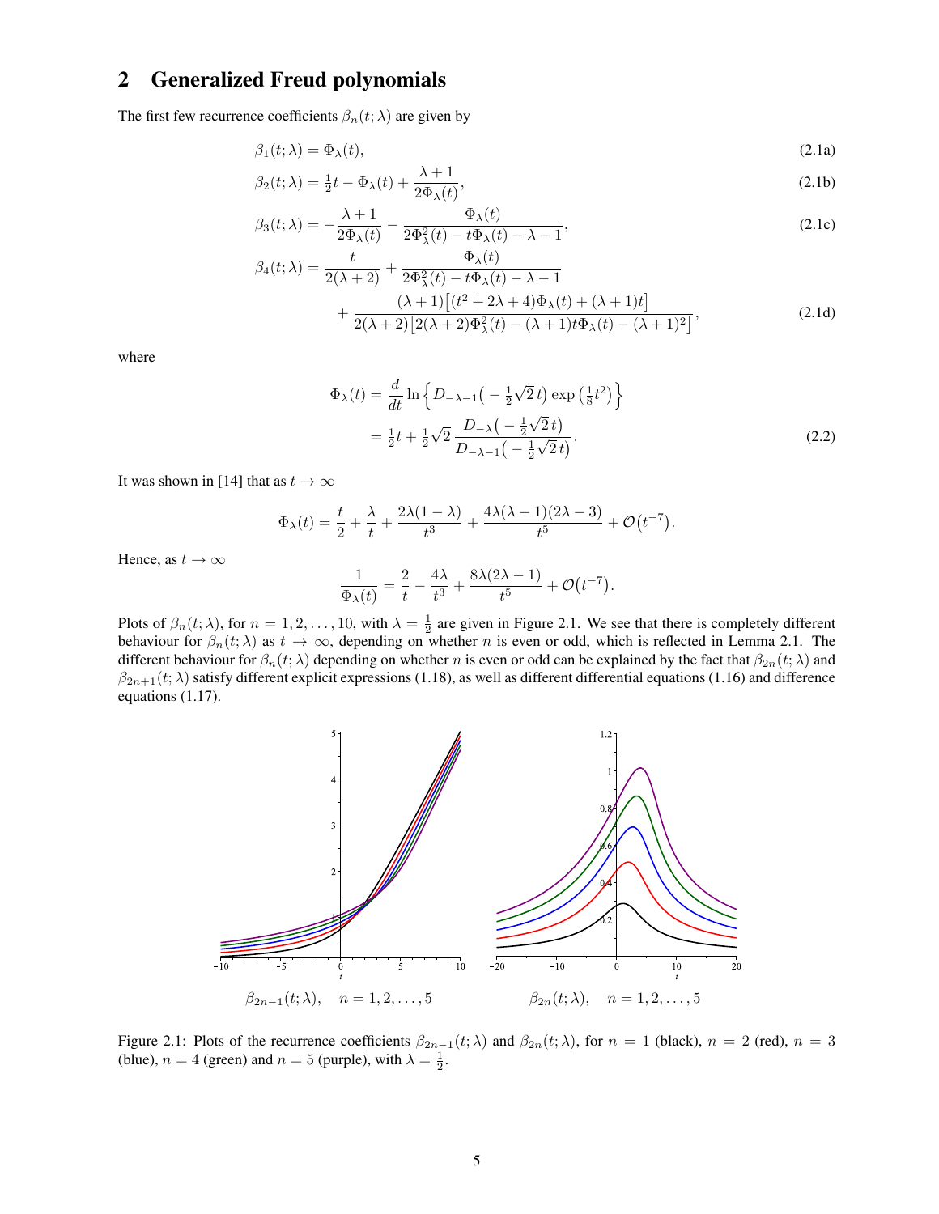## 2 Generalized Freud polynomials

The first few recurrence coefficients $\beta_n(t;\lambda)$ are given by

$$\beta_1(t;\lambda) = \Phi_\lambda(t), \tag{2.1a}$$

$$\beta_2(t;\lambda) = \tfrac{1}{2}t - \Phi_\lambda(t) + \frac{\lambda+1}{2\Phi_\lambda(t)}, \tag{2.1b}$$

$$\beta_3(t;\lambda) = -\frac{\lambda+1}{2\Phi_\lambda(t)} - \frac{\Phi_\lambda(t)}{2\Phi_\lambda^2(t) - t\Phi_\lambda(t) - \lambda - 1}, \tag{2.1c}$$

$$\begin{aligned}\beta_4(t;\lambda) = \frac{t}{2(\lambda+2)} &+ \frac{\Phi_\lambda(t)}{2\Phi_\lambda^2(t) - t\Phi_\lambda(t) - \lambda - 1} \\ &+ \frac{(\lambda+1)\left[(t^2+2\lambda+4)\Phi_\lambda(t) + (\lambda+1)t\right]}{2(\lambda+2)\left[2(\lambda+2)\Phi_\lambda^2(t) - (\lambda+1)t\Phi_\lambda(t) - (\lambda+1)^2\right]},\end{aligned} \tag{2.1d}$$

where

$$\begin{aligned}\Phi_\lambda(t) &= \frac{d}{dt}\ln\left\{D_{-\lambda-1}\left(-\tfrac{1}{2}\sqrt{2}\,t\right)\exp\left(\tfrac{1}{8}t^2\right)\right\} \\ &= \tfrac{1}{2}t + \tfrac{1}{2}\sqrt{2}\,\frac{D_{-\lambda}\left(-\tfrac{1}{2}\sqrt{2}\,t\right)}{D_{-\lambda-1}\left(-\tfrac{1}{2}\sqrt{2}\,t\right)}.\end{aligned} \tag{2.2}$$

It was shown in [14] that as $t \to \infty$

$$\Phi_\lambda(t) = \frac{t}{2} + \frac{\lambda}{t} + \frac{2\lambda(1-\lambda)}{t^3} + \frac{4\lambda(\lambda-1)(2\lambda-3)}{t^5} + \mathcal{O}\left(t^{-7}\right).$$

Hence, as $t \to \infty$

$$\frac{1}{\Phi_\lambda(t)} = \frac{2}{t} - \frac{4\lambda}{t^3} + \frac{8\lambda(2\lambda-1)}{t^5} + \mathcal{O}\left(t^{-7}\right).$$

Plots of $\beta_n(t;\lambda)$, for $n = 1, 2, \ldots, 10$, with $\lambda = \frac{1}{2}$ are given in Figure 2.1. We see that there is completely different behaviour for $\beta_n(t;\lambda)$ as $t \to \infty$, depending on whether $n$ is even or odd, which is reflected in Lemma 2.1. The different behaviour for $\beta_n(t;\lambda)$ depending on whether $n$ is even or odd can be explained by the fact that $\beta_{2n}(t;\lambda)$ and $\beta_{2n+1}(t;\lambda)$ satisfy different explicit expressions (1.18), as well as different differential equations (1.16) and difference equations (1.17).

$\beta_{2n-1}(t;\lambda), \quad n = 1, 2, \ldots, 5$ $\qquad$ $\beta_{2n}(t;\lambda), \quad n = 1, 2, \ldots, 5$

Figure 2.1: Plots of the recurrence coefficients $\beta_{2n-1}(t;\lambda)$ and $\beta_{2n}(t;\lambda)$, for $n = 1$ (black), $n = 2$ (red), $n = 3$ (blue), $n = 4$ (green) and $n = 5$ (purple), with $\lambda = \frac{1}{2}$.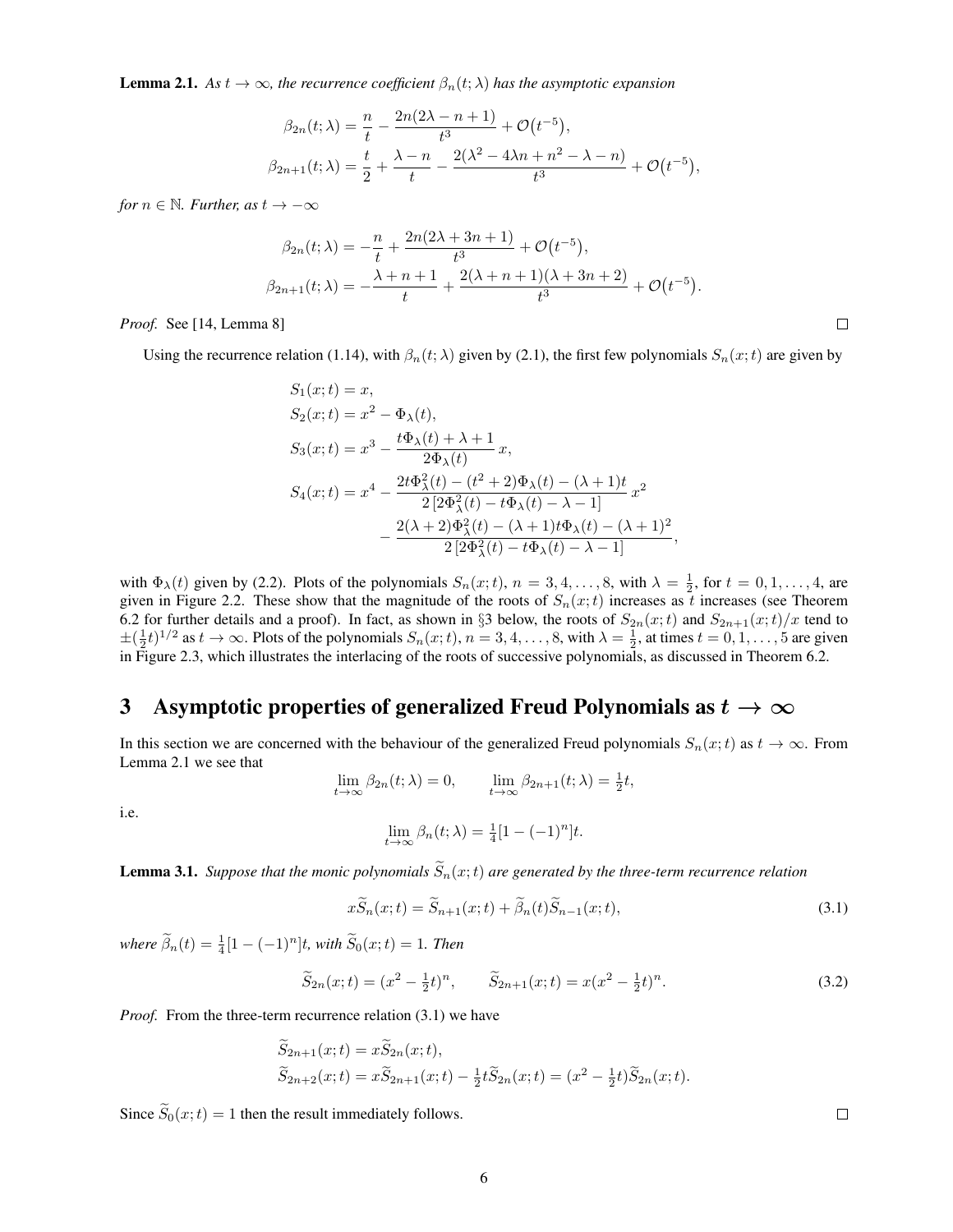**Lemma 2.1.** *As $t \to \infty$, the recurrence coefficient $\beta_n(t;\lambda)$ has the asymptotic expansion*

$$\beta_{2n}(t;\lambda) = \frac{n}{t} - \frac{2n(2\lambda - n + 1)}{t^3} + \mathcal{O}\big(t^{-5}\big),$$
$$\beta_{2n+1}(t;\lambda) = \frac{t}{2} + \frac{\lambda - n}{t} - \frac{2(\lambda^2 - 4\lambda n + n^2 - \lambda - n)}{t^3} + \mathcal{O}\big(t^{-5}\big),$$

*for $n \in \mathbb{N}$. Further, as $t \to -\infty$*

$$\beta_{2n}(t;\lambda) = -\frac{n}{t} + \frac{2n(2\lambda + 3n + 1)}{t^3} + \mathcal{O}\big(t^{-5}\big),$$
$$\beta_{2n+1}(t;\lambda) = -\frac{\lambda + n + 1}{t} + \frac{2(\lambda + n + 1)(\lambda + 3n + 2)}{t^3} + \mathcal{O}\big(t^{-5}\big).$$

*Proof.* See [14, Lemma 8] □

Using the recurrence relation (1.14), with $\beta_n(t;\lambda)$ given by (2.1), the first few polynomials $S_n(x;t)$ are given by

$$S_1(x;t) = x,$$
$$S_2(x;t) = x^2 - \Phi_\lambda(t),$$
$$S_3(x;t) = x^3 - \frac{t\Phi_\lambda(t) + \lambda + 1}{2\Phi_\lambda(t)}\, x,$$
$$S_4(x;t) = x^4 - \frac{2t\Phi_\lambda^2(t) - (t^2+2)\Phi_\lambda(t) - (\lambda+1)t}{2\,[2\Phi_\lambda^2(t) - t\Phi_\lambda(t) - \lambda - 1]}\, x^2 - \frac{2(\lambda+2)\Phi_\lambda^2(t) - (\lambda+1)t\Phi_\lambda(t) - (\lambda+1)^2}{2\,[2\Phi_\lambda^2(t) - t\Phi_\lambda(t) - \lambda - 1]},$$

with $\Phi_\lambda(t)$ given by (2.2). Plots of the polynomials $S_n(x;t)$, $n = 3, 4, \ldots, 8$, with $\lambda = \frac{1}{2}$, for $t = 0, 1, \ldots, 4$, are given in Figure 2.2. These show that the magnitude of the roots of $S_n(x;t)$ increases as $t$ increases (see Theorem 6.2 for further details and a proof). In fact, as shown in §3 below, the roots of $S_{2n}(x;t)$ and $S_{2n+1}(x;t)/x$ tend to $\pm(\frac{1}{2}t)^{1/2}$ as $t \to \infty$. Plots of the polynomials $S_n(x;t)$, $n = 3, 4, \ldots, 8$, with $\lambda = \frac{1}{2}$, at times $t = 0, 1, \ldots, 5$ are given in Figure 2.3, which illustrates the interlacing of the roots of successive polynomials, as discussed in Theorem 6.2.

# 3 Asymptotic properties of generalized Freud Polynomials as $t \to \infty$

In this section we are concerned with the behaviour of the generalized Freud polynomials $S_n(x;t)$ as $t \to \infty$. From Lemma 2.1 we see that

$$\lim_{t\to\infty} \beta_{2n}(t;\lambda) = 0, \qquad \lim_{t\to\infty} \beta_{2n+1}(t;\lambda) = \tfrac{1}{2}t,$$

i.e.

$$\lim_{t\to\infty} \beta_n(t;\lambda) = \tfrac{1}{4}[1 - (-1)^n]t.$$

**Lemma 3.1.** *Suppose that the monic polynomials $\widetilde{S}_n(x;t)$ are generated by the three-term recurrence relation*

$$x\widetilde{S}_n(x;t) = \widetilde{S}_{n+1}(x;t) + \widetilde{\beta}_n(t)\widetilde{S}_{n-1}(x;t), \tag{3.1}$$

*where $\widetilde{\beta}_n(t) = \frac{1}{4}[1 - (-1)^n]t$, with $\widetilde{S}_0(x;t) = 1$. Then*

$$\widetilde{S}_{2n}(x;t) = (x^2 - \tfrac{1}{2}t)^n, \qquad \widetilde{S}_{2n+1}(x;t) = x(x^2 - \tfrac{1}{2}t)^n. \tag{3.2}$$

*Proof.* From the three-term recurrence relation (3.1) we have

$$\widetilde{S}_{2n+1}(x;t) = x\widetilde{S}_{2n}(x;t),$$
$$\widetilde{S}_{2n+2}(x;t) = x\widetilde{S}_{2n+1}(x;t) - \tfrac{1}{2}t\widetilde{S}_{2n}(x;t) = (x^2 - \tfrac{1}{2}t)\widetilde{S}_{2n}(x;t).$$

Since $\widetilde{S}_0(x;t) = 1$ then the result immediately follows. □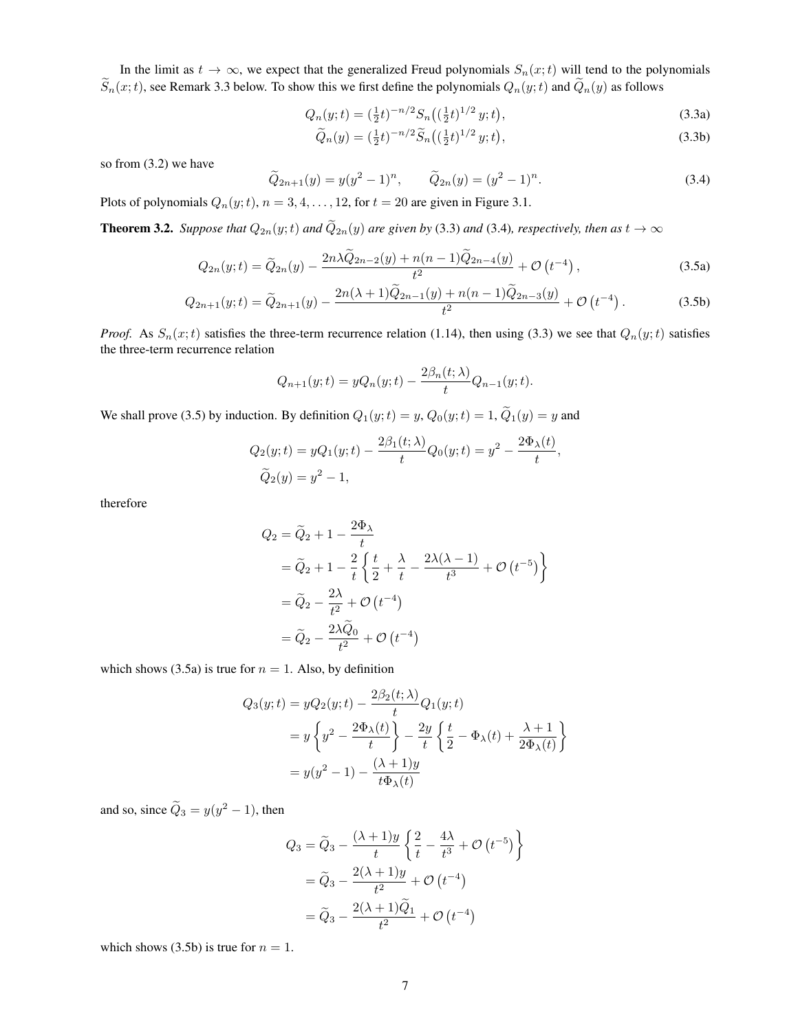In the limit as $t \to \infty$, we expect that the generalized Freud polynomials $S_n(x;t)$ will tend to the polynomials $\widetilde{S}_n(x;t)$, see Remark 3.3 below. To show this we first define the polynomials $Q_n(y;t)$ and $\widetilde{Q}_n(y)$ as follows

$$Q_n(y;t) = (\tfrac{1}{2}t)^{-n/2} S_n\big((\tfrac{1}{2}t)^{1/2}\, y;t\big), \tag{3.3a}$$

$$\widetilde{Q}_n(y) = (\tfrac{1}{2}t)^{-n/2} \widetilde{S}_n\big((\tfrac{1}{2}t)^{1/2}\, y;t\big), \tag{3.3b}$$

so from (3.2) we have

$$\widetilde{Q}_{2n+1}(y) = y(y^2-1)^n, \qquad \widetilde{Q}_{2n}(y) = (y^2-1)^n. \tag{3.4}$$

Plots of polynomials $Q_n(y;t)$, $n = 3, 4, \ldots, 12$, for $t = 20$ are given in Figure 3.1.

**Theorem 3.2.** *Suppose that $Q_{2n}(y;t)$ and $\widetilde{Q}_{2n}(y)$ are given by* (3.3) *and* (3.4)*, respectively, then as $t \to \infty$*

$$Q_{2n}(y;t) = \widetilde{Q}_{2n}(y) - \frac{2n\lambda \widetilde{Q}_{2n-2}(y) + n(n-1)\widetilde{Q}_{2n-4}(y)}{t^2} + \mathcal{O}\left(t^{-4}\right), \tag{3.5a}$$

$$Q_{2n+1}(y;t) = \widetilde{Q}_{2n+1}(y) - \frac{2n(\lambda+1)\widetilde{Q}_{2n-1}(y) + n(n-1)\widetilde{Q}_{2n-3}(y)}{t^2} + \mathcal{O}\left(t^{-4}\right). \tag{3.5b}$$

*Proof.* As $S_n(x;t)$ satisfies the three-term recurrence relation (1.14), then using (3.3) we see that $Q_n(y;t)$ satisfies the three-term recurrence relation

$$Q_{n+1}(y;t) = yQ_n(y;t) - \frac{2\beta_n(t;\lambda)}{t} Q_{n-1}(y;t).$$

We shall prove (3.5) by induction. By definition $Q_1(y;t) = y$, $Q_0(y;t) = 1$, $\widetilde{Q}_1(y) = y$ and

$$\begin{aligned}
Q_2(y;t) &= yQ_1(y;t) - \frac{2\beta_1(t;\lambda)}{t} Q_0(y;t) = y^2 - \frac{2\Phi_\lambda(t)}{t}, \\
\widetilde{Q}_2(y) &= y^2 - 1,
\end{aligned}$$

therefore

$$\begin{aligned}
Q_2 &= \widetilde{Q}_2 + 1 - \frac{2\Phi_\lambda}{t} \\
&= \widetilde{Q}_2 + 1 - \frac{2}{t}\left\{ \frac{t}{2} + \frac{\lambda}{t} - \frac{2\lambda(\lambda-1)}{t^3} + \mathcal{O}\left(t^{-5}\right) \right\} \\
&= \widetilde{Q}_2 - \frac{2\lambda}{t^2} + \mathcal{O}\left(t^{-4}\right) \\
&= \widetilde{Q}_2 - \frac{2\lambda \widetilde{Q}_0}{t^2} + \mathcal{O}\left(t^{-4}\right)
\end{aligned}$$

which shows (3.5a) is true for $n = 1$. Also, by definition

$$\begin{aligned}
Q_3(y;t) &= yQ_2(y;t) - \frac{2\beta_2(t;\lambda)}{t} Q_1(y;t) \\
&= y\left\{ y^2 - \frac{2\Phi_\lambda(t)}{t} \right\} - \frac{2y}{t}\left\{ \frac{t}{2} - \Phi_\lambda(t) + \frac{\lambda+1}{2\Phi_\lambda(t)} \right\} \\
&= y(y^2-1) - \frac{(\lambda+1)y}{t\Phi_\lambda(t)}
\end{aligned}$$

and so, since $\widetilde{Q}_3 = y(y^2-1)$, then

$$\begin{aligned}
Q_3 &= \widetilde{Q}_3 - \frac{(\lambda+1)y}{t}\left\{ \frac{2}{t} - \frac{4\lambda}{t^3} + \mathcal{O}\left(t^{-5}\right) \right\} \\
&= \widetilde{Q}_3 - \frac{2(\lambda+1)y}{t^2} + \mathcal{O}\left(t^{-4}\right) \\
&= \widetilde{Q}_3 - \frac{2(\lambda+1)\widetilde{Q}_1}{t^2} + \mathcal{O}\left(t^{-4}\right)
\end{aligned}$$

which shows (3.5b) is true for $n = 1$.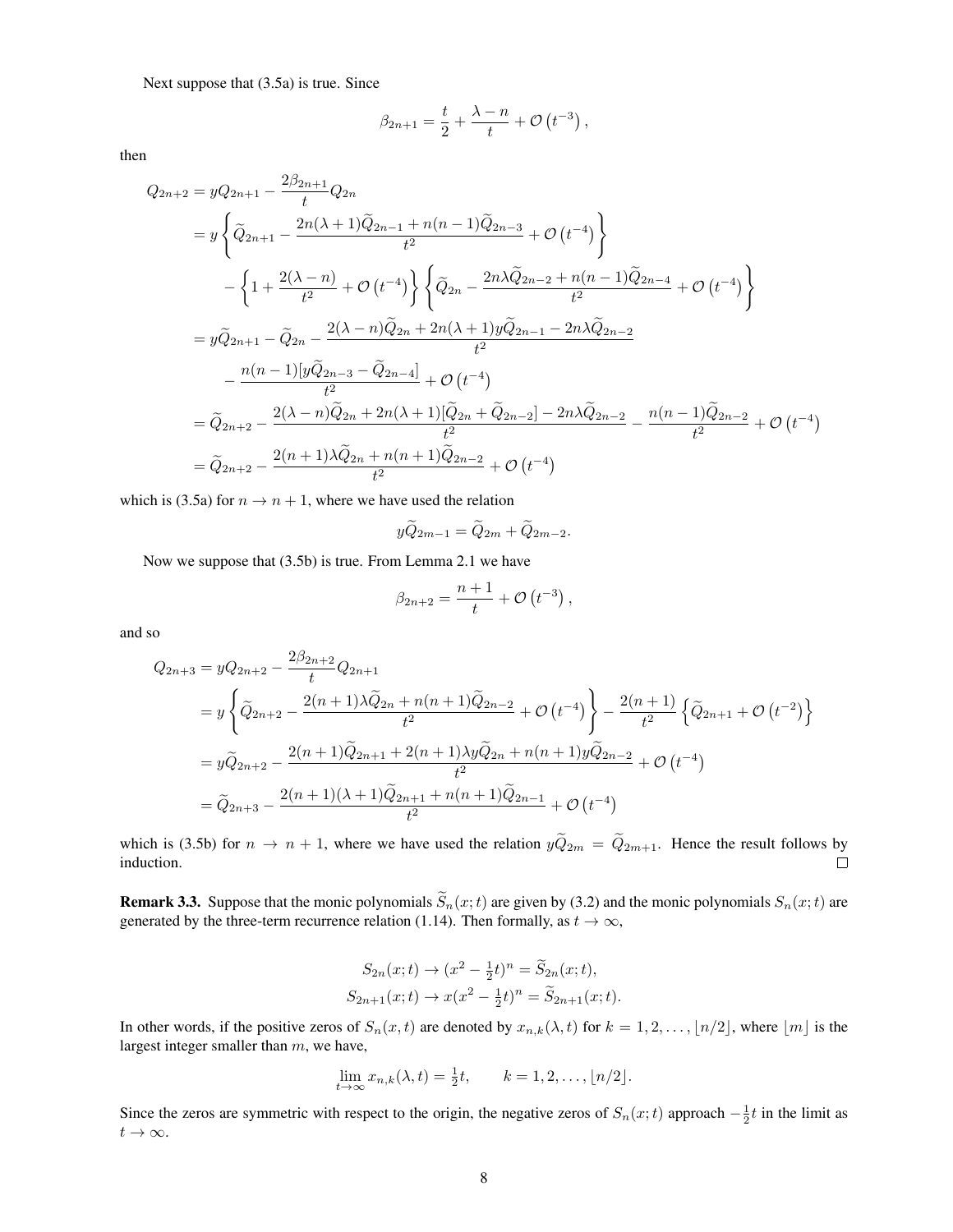Next suppose that (3.5a) is true. Since

$$\beta_{2n+1} = \frac{t}{2} + \frac{\lambda - n}{t} + \mathcal{O}\left(t^{-3}\right),$$

then

$$\begin{aligned}
Q_{2n+2} &= yQ_{2n+1} - \frac{2\beta_{2n+1}}{t}Q_{2n} \\
&= y\left\{\widetilde{Q}_{2n+1} - \frac{2n(\lambda+1)\widetilde{Q}_{2n-1} + n(n-1)\widetilde{Q}_{2n-3}}{t^2} + \mathcal{O}\left(t^{-4}\right)\right\} \\
&\quad - \left\{1 + \frac{2(\lambda-n)}{t^2} + \mathcal{O}\left(t^{-4}\right)\right\}\left\{\widetilde{Q}_{2n} - \frac{2n\lambda\widetilde{Q}_{2n-2} + n(n-1)\widetilde{Q}_{2n-4}}{t^2} + \mathcal{O}\left(t^{-4}\right)\right\} \\
&= y\widetilde{Q}_{2n+1} - \widetilde{Q}_{2n} - \frac{2(\lambda-n)\widetilde{Q}_{2n} + 2n(\lambda+1)y\widetilde{Q}_{2n-1} - 2n\lambda\widetilde{Q}_{2n-2}}{t^2} \\
&\quad - \frac{n(n-1)[y\widetilde{Q}_{2n-3} - \widetilde{Q}_{2n-4}]}{t^2} + \mathcal{O}\left(t^{-4}\right) \\
&= \widetilde{Q}_{2n+2} - \frac{2(\lambda-n)\widetilde{Q}_{2n} + 2n(\lambda+1)[\widetilde{Q}_{2n} + \widetilde{Q}_{2n-2}] - 2n\lambda\widetilde{Q}_{2n-2}}{t^2} - \frac{n(n-1)\widetilde{Q}_{2n-2}}{t^2} + \mathcal{O}\left(t^{-4}\right) \\
&= \widetilde{Q}_{2n+2} - \frac{2(n+1)\lambda\widetilde{Q}_{2n} + n(n+1)\widetilde{Q}_{2n-2}}{t^2} + \mathcal{O}\left(t^{-4}\right)
\end{aligned}$$

which is (3.5a) for $n \to n+1$, where we have used the relation

$$y\widetilde{Q}_{2m-1} = \widetilde{Q}_{2m} + \widetilde{Q}_{2m-2}.$$

Now we suppose that (3.5b) is true. From Lemma 2.1 we have

$$\beta_{2n+2} = \frac{n+1}{t} + \mathcal{O}\left(t^{-3}\right),$$

and so

$$\begin{aligned}
Q_{2n+3} &= yQ_{2n+2} - \frac{2\beta_{2n+2}}{t}Q_{2n+1} \\
&= y\left\{\widetilde{Q}_{2n+2} - \frac{2(n+1)\lambda\widetilde{Q}_{2n} + n(n+1)\widetilde{Q}_{2n-2}}{t^2} + \mathcal{O}\left(t^{-4}\right)\right\} - \frac{2(n+1)}{t^2}\left\{\widetilde{Q}_{2n+1} + \mathcal{O}\left(t^{-2}\right)\right\} \\
&= y\widetilde{Q}_{2n+2} - \frac{2(n+1)\widetilde{Q}_{2n+1} + 2(n+1)\lambda y\widetilde{Q}_{2n} + n(n+1)y\widetilde{Q}_{2n-2}}{t^2} + \mathcal{O}\left(t^{-4}\right) \\
&= \widetilde{Q}_{2n+3} - \frac{2(n+1)(\lambda+1)\widetilde{Q}_{2n+1} + n(n+1)\widetilde{Q}_{2n-1}}{t^2} + \mathcal{O}\left(t^{-4}\right)
\end{aligned}$$

which is (3.5b) for $n \to n+1$, where we have used the relation $y\widetilde{Q}_{2m} = \widetilde{Q}_{2m+1}$. Hence the result follows by induction. □

**Remark 3.3.** Suppose that the monic polynomials $\widetilde{S}_n(x;t)$ are given by (3.2) and the monic polynomials $S_n(x;t)$ are generated by the three-term recurrence relation (1.14). Then formally, as $t \to \infty$,

$$\begin{aligned}
S_{2n}(x;t) &\to (x^2 - \tfrac{1}{2}t)^n = \widetilde{S}_{2n}(x;t), \\
S_{2n+1}(x;t) &\to x(x^2 - \tfrac{1}{2}t)^n = \widetilde{S}_{2n+1}(x;t).
\end{aligned}$$

In other words, if the positive zeros of $S_n(x,t)$ are denoted by $x_{n,k}(\lambda,t)$ for $k = 1, 2, \ldots, \lfloor n/2 \rfloor$, where $\lfloor m \rfloor$ is the largest integer smaller than $m$, we have,

$$\lim_{t\to\infty} x_{n,k}(\lambda,t) = \tfrac{1}{2}t, \qquad k = 1, 2, \ldots, \lfloor n/2 \rfloor.$$

Since the zeros are symmetric with respect to the origin, the negative zeros of $S_n(x;t)$ approach $-\frac{1}{2}t$ in the limit as $t \to \infty$.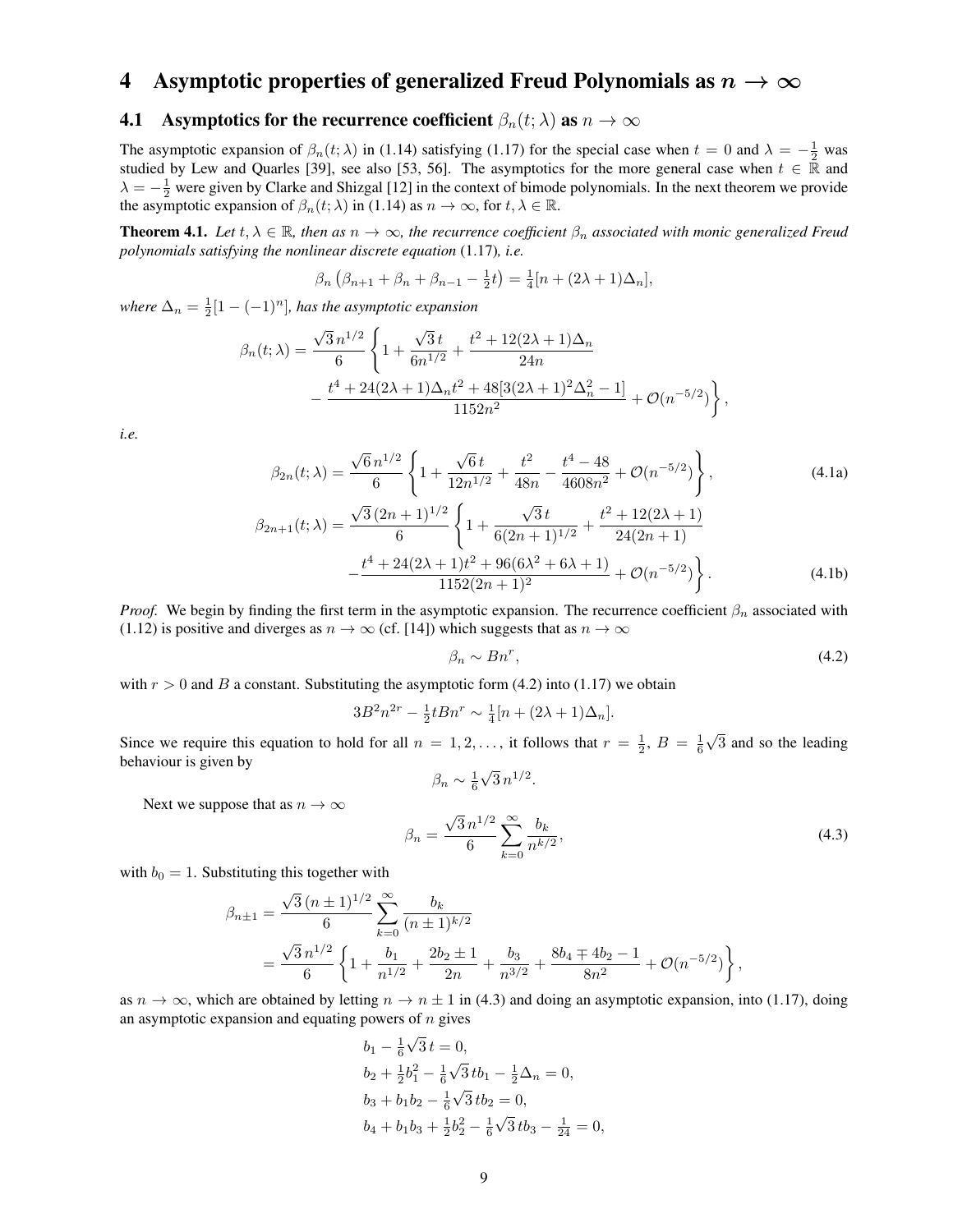# 4 Asymptotic properties of generalized Freud Polynomials as $n \to \infty$

## 4.1 Asymptotics for the recurrence coefficient $\beta_n(t;\lambda)$ as $n \to \infty$

The asymptotic expansion of $\beta_n(t;\lambda)$ in (1.14) satisfying (1.17) for the special case when $t = 0$ and $\lambda = -\frac{1}{2}$ was studied by Lew and Quarles [39], see also [53, 56]. The asymptotics for the more general case when $t \in \mathbb{R}$ and $\lambda = -\frac{1}{2}$ were given by Clarke and Shizgal [12] in the context of bimode polynomials. In the next theorem we provide the asymptotic expansion of $\beta_n(t;\lambda)$ in (1.14) as $n \to \infty$, for $t, \lambda \in \mathbb{R}$.

**Theorem 4.1.** *Let $t, \lambda \in \mathbb{R}$, then as $n \to \infty$, the recurrence coefficient $\beta_n$ associated with monic generalized Freud polynomials satisfying the nonlinear discrete equation* (1.17)*, i.e.*

$$\beta_n\left(\beta_{n+1} + \beta_n + \beta_{n-1} - \tfrac{1}{2}t\right) = \tfrac{1}{4}[n + (2\lambda+1)\Delta_n],$$

*where $\Delta_n = \frac{1}{2}[1 - (-1)^n]$, has the asymptotic expansion*

$$\beta_n(t;\lambda) = \frac{\sqrt{3}\,n^{1/2}}{6}\left\{1 + \frac{\sqrt{3}\,t}{6n^{1/2}} + \frac{t^2 + 12(2\lambda+1)\Delta_n}{24n} - \frac{t^4 + 24(2\lambda+1)\Delta_n t^2 + 48[3(2\lambda+1)^2\Delta_n^2 - 1]}{1152n^2} + \mathcal{O}(n^{-5/2})\right\},$$

*i.e.*

$$\beta_{2n}(t;\lambda) = \frac{\sqrt{6}\,n^{1/2}}{6}\left\{1 + \frac{\sqrt{6}\,t}{12n^{1/2}} + \frac{t^2}{48n} - \frac{t^4 - 48}{4608n^2} + \mathcal{O}(n^{-5/2})\right\}, \tag{4.1a}$$

$$\beta_{2n+1}(t;\lambda) = \frac{\sqrt{3}\,(2n+1)^{1/2}}{6}\left\{1 + \frac{\sqrt{3}\,t}{6(2n+1)^{1/2}} + \frac{t^2 + 12(2\lambda+1)}{24(2n+1)} - \frac{t^4 + 24(2\lambda+1)t^2 + 96(6\lambda^2 + 6\lambda + 1)}{1152(2n+1)^2} + \mathcal{O}(n^{-5/2})\right\}. \tag{4.1b}$$

*Proof.* We begin by finding the first term in the asymptotic expansion. The recurrence coefficient $\beta_n$ associated with (1.12) is positive and diverges as $n \to \infty$ (cf. [14]) which suggests that as $n \to \infty$

$$\beta_n \sim Bn^r, \tag{4.2}$$

with $r > 0$ and $B$ a constant. Substituting the asymptotic form (4.2) into (1.17) we obtain

$$3B^2 n^{2r} - \tfrac{1}{2}tBn^r \sim \tfrac{1}{4}[n + (2\lambda+1)\Delta_n].$$

Since we require this equation to hold for all $n = 1, 2, \ldots$, it follows that $r = \frac{1}{2}$, $B = \frac{1}{6}\sqrt{3}$ and so the leading behaviour is given by

$$\beta_n \sim \tfrac{1}{6}\sqrt{3}\,n^{1/2}.$$

Next we suppose that as $n \to \infty$

$$\beta_n = \frac{\sqrt{3}\,n^{1/2}}{6}\sum_{k=0}^{\infty}\frac{b_k}{n^{k/2}}, \tag{4.3}$$

with $b_0 = 1$. Substituting this together with

$$\beta_{n\pm1} = \frac{\sqrt{3}\,(n\pm1)^{1/2}}{6}\sum_{k=0}^{\infty}\frac{b_k}{(n\pm1)^{k/2}} = \frac{\sqrt{3}\,n^{1/2}}{6}\left\{1 + \frac{b_1}{n^{1/2}} + \frac{2b_2 \pm 1}{2n} + \frac{b_3}{n^{3/2}} + \frac{8b_4 \mp 4b_2 - 1}{8n^2} + \mathcal{O}(n^{-5/2})\right\},$$

as $n \to \infty$, which are obtained by letting $n \to n \pm 1$ in (4.3) and doing an asymptotic expansion, into (1.17), doing an asymptotic expansion and equating powers of $n$ gives

$$\begin{aligned}
&b_1 - \tfrac{1}{6}\sqrt{3}\,t = 0,\\
&b_2 + \tfrac{1}{2}b_1^2 - \tfrac{1}{6}\sqrt{3}\,tb_1 - \tfrac{1}{2}\Delta_n = 0,\\
&b_3 + b_1 b_2 - \tfrac{1}{6}\sqrt{3}\,tb_2 = 0,\\
&b_4 + b_1 b_3 + \tfrac{1}{2}b_2^2 - \tfrac{1}{6}\sqrt{3}\,tb_3 - \tfrac{1}{24} = 0,
\end{aligned}$$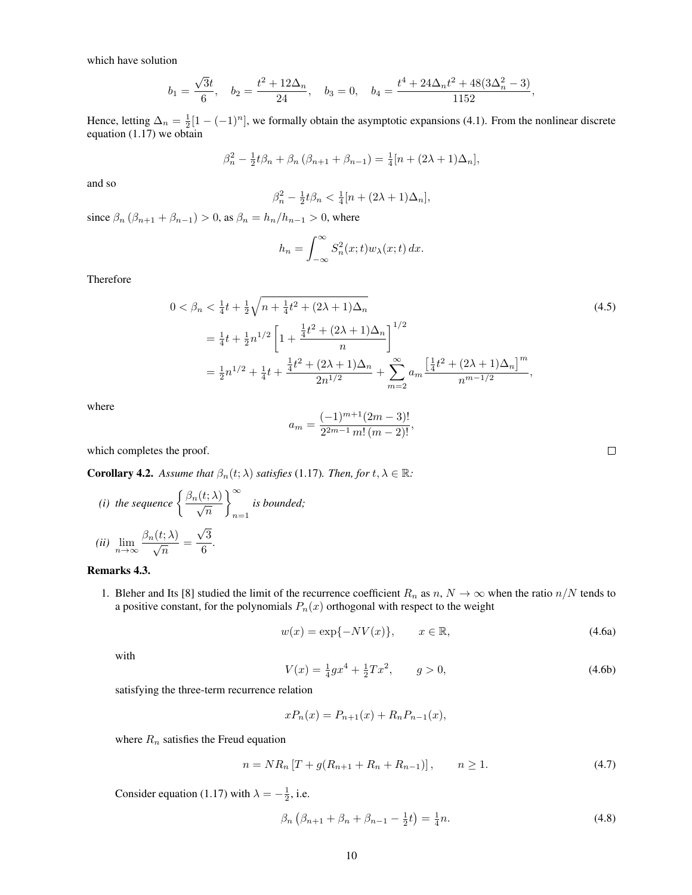which have solution

$$b_1 = \frac{\sqrt{3}t}{6}, \quad b_2 = \frac{t^2 + 12\Delta_n}{24}, \quad b_3 = 0, \quad b_4 = \frac{t^4 + 24\Delta_n t^2 + 48(3\Delta_n^2 - 3)}{1152},$$

Hence, letting $\Delta_n = \frac{1}{2}[1 - (-1)^n]$, we formally obtain the asymptotic expansions (4.1). From the nonlinear discrete equation (1.17) we obtain

$$\beta_n^2 - \tfrac{1}{2}t\beta_n + \beta_n\left(\beta_{n+1} + \beta_{n-1}\right) = \tfrac{1}{4}[n + (2\lambda+1)\Delta_n],$$

and so

$$\beta_n^2 - \tfrac{1}{2}t\beta_n < \tfrac{1}{4}[n + (2\lambda+1)\Delta_n],$$

since $\beta_n\left(\beta_{n+1} + \beta_{n-1}\right) > 0$, as $\beta_n = h_n/h_{n-1} > 0$, where

$$h_n = \int_{-\infty}^{\infty} S_n^2(x;t) w_\lambda(x;t)\, dx.$$

Therefore

$$\begin{aligned} 0 < \beta_n &< \tfrac{1}{4}t + \tfrac{1}{2}\sqrt{n + \tfrac{1}{4}t^2 + (2\lambda+1)\Delta_n} \\ &= \tfrac{1}{4}t + \tfrac{1}{2}n^{1/2}\left[1 + \frac{\tfrac{1}{4}t^2 + (2\lambda+1)\Delta_n}{n}\right]^{1/2} \\ &= \tfrac{1}{2}n^{1/2} + \tfrac{1}{4}t + \frac{\tfrac{1}{4}t^2 + (2\lambda+1)\Delta_n}{2n^{1/2}} + \sum_{m=2}^{\infty} a_m \frac{\left[\tfrac{1}{4}t^2 + (2\lambda+1)\Delta_n\right]^m}{n^{m-1/2}}, \end{aligned} \tag{4.5}$$

where

$$a_m = \frac{(-1)^{m+1}(2m-3)!}{2^{2m-1}\, m!\,(m-2)!},$$

which completes the proof. ☐

**Corollary 4.2.** *Assume that $\beta_n(t;\lambda)$ satisfies* (1.17)*. Then, for $t, \lambda \in \mathbb{R}$:*

*(i) the sequence $\left\{\dfrac{\beta_n(t;\lambda)}{\sqrt{n}}\right\}_{n=1}^{\infty}$ is bounded;*

*(ii) $\displaystyle\lim_{n\to\infty} \frac{\beta_n(t;\lambda)}{\sqrt{n}} = \frac{\sqrt{3}}{6}$.*

**Remarks 4.3.**

1. Bleher and Its [8] studied the limit of the recurrence coefficient $R_n$ as $n, N \to \infty$ when the ratio $n/N$ tends to a positive constant, for the polynomials $P_n(x)$ orthogonal with respect to the weight

$$w(x) = \exp\{-NV(x)\}, \qquad x \in \mathbb{R}, \tag{4.6a}$$

with

$$V(x) = \tfrac{1}{4}gx^4 + \tfrac{1}{2}Tx^2, \qquad g > 0, \tag{4.6b}$$

satisfying the three-term recurrence relation

$$xP_n(x) = P_{n+1}(x) + R_n P_{n-1}(x),$$

where $R_n$ satisfies the Freud equation

$$n = NR_n\left[T + g(R_{n+1} + R_n + R_{n-1})\right], \qquad n \geq 1. \tag{4.7}$$

Consider equation (1.17) with $\lambda = -\frac{1}{2}$, i.e.

$$\beta_n\left(\beta_{n+1} + \beta_n + \beta_{n-1} - \tfrac{1}{2}t\right) = \tfrac{1}{4}n. \tag{4.8}$$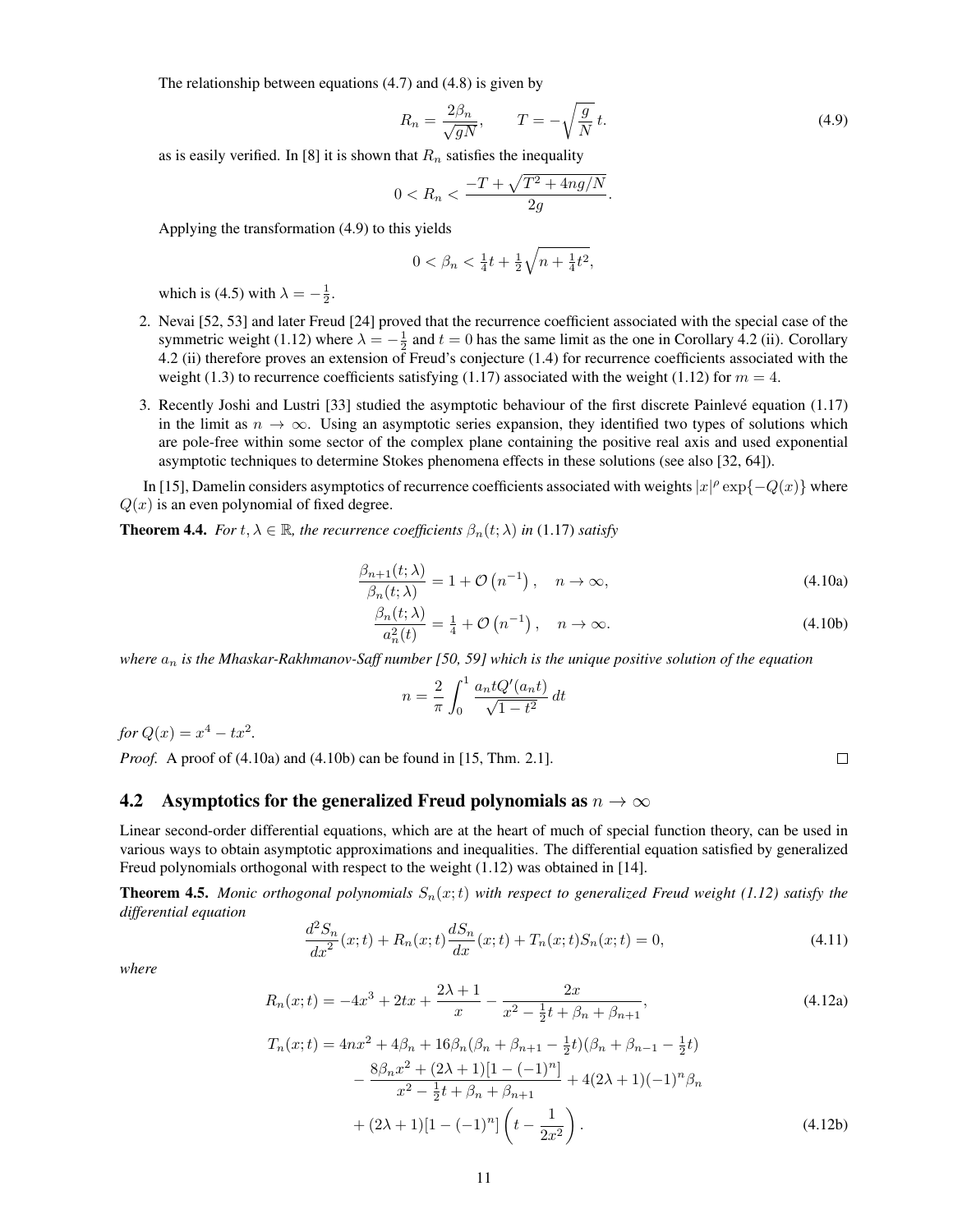The relationship between equations (4.7) and (4.8) is given by

$$R_n = \frac{2\beta_n}{\sqrt{gN}}, \qquad T = -\sqrt{\frac{g}{N}}\, t. \tag{4.9}$$

as is easily verified. In [8] it is shown that $R_n$ satisfies the inequality

$$0 < R_n < \frac{-T + \sqrt{T^2 + 4ng/N}}{2g}.$$

Applying the transformation (4.9) to this yields

$$0 < \beta_n < \tfrac{1}{4}t + \tfrac{1}{2}\sqrt{n + \tfrac{1}{4}t^2},$$

which is (4.5) with $\lambda = -\frac{1}{2}$.

2. Nevai [52, 53] and later Freud [24] proved that the recurrence coefficient associated with the special case of the symmetric weight (1.12) where $\lambda = -\frac{1}{2}$ and $t = 0$ has the same limit as the one in Corollary 4.2 (ii). Corollary 4.2 (ii) therefore proves an extension of Freud's conjecture (1.4) for recurrence coefficients associated with the weight (1.3) to recurrence coefficients satisfying (1.17) associated with the weight (1.12) for $m = 4$.

3. Recently Joshi and Lustri [33] studied the asymptotic behaviour of the first discrete Painlevé equation (1.17) in the limit as $n \to \infty$. Using an asymptotic series expansion, they identified two types of solutions which are pole-free within some sector of the complex plane containing the positive real axis and used exponential asymptotic techniques to determine Stokes phenomena effects in these solutions (see also [32, 64]).

In [15], Damelin considers asymptotics of recurrence coefficients associated with weights $|x|^\rho \exp\{-Q(x)\}$ where $Q(x)$ is an even polynomial of fixed degree.

**Theorem 4.4.** *For $t, \lambda \in \mathbb{R}$, the recurrence coefficients $\beta_n(t;\lambda)$ in (1.17) satisfy*

$$\frac{\beta_{n+1}(t;\lambda)}{\beta_n(t;\lambda)} = 1 + \mathcal{O}\left(n^{-1}\right), \quad n \to \infty, \tag{4.10a}$$

$$\frac{\beta_n(t;\lambda)}{a_n^2(t)} = \tfrac{1}{4} + \mathcal{O}\left(n^{-1}\right), \quad n \to \infty. \tag{4.10b}$$

*where $a_n$ is the Mhaskar-Rakhmanov-Saff number [50, 59] which is the unique positive solution of the equation*

$$n = \frac{2}{\pi}\int_0^1 \frac{a_n t Q'(a_n t)}{\sqrt{1-t^2}}\, dt$$

*for $Q(x) = x^4 - tx^2$.*

*Proof.* A proof of (4.10a) and (4.10b) can be found in [15, Thm. 2.1]. □

## 4.2 Asymptotics for the generalized Freud polynomials as $n \to \infty$

Linear second-order differential equations, which are at the heart of much of special function theory, can be used in various ways to obtain asymptotic approximations and inequalities. The differential equation satisfied by generalized Freud polynomials orthogonal with respect to the weight (1.12) was obtained in [14].

**Theorem 4.5.** *Monic orthogonal polynomials $S_n(x;t)$ with respect to generalized Freud weight (1.12) satisfy the differential equation*

$$\frac{d^2 S_n}{dx^2}(x;t) + R_n(x;t)\frac{dS_n}{dx}(x;t) + T_n(x;t) S_n(x;t) = 0, \tag{4.11}$$

*where*

$$R_n(x;t) = -4x^3 + 2tx + \frac{2\lambda+1}{x} - \frac{2x}{x^2 - \frac{1}{2}t + \beta_n + \beta_{n+1}}, \tag{4.12a}$$

$$\begin{aligned} T_n(x;t) &= 4nx^2 + 4\beta_n + 16\beta_n(\beta_n + \beta_{n+1} - \tfrac{1}{2}t)(\beta_n + \beta_{n-1} - \tfrac{1}{2}t) \\ &\quad - \frac{8\beta_n x^2 + (2\lambda+1)[1-(-1)^n]}{x^2 - \frac{1}{2}t + \beta_n + \beta_{n+1}} + 4(2\lambda+1)(-1)^n\beta_n \\ &\quad + (2\lambda+1)[1-(-1)^n]\left(t - \frac{1}{2x^2}\right). \end{aligned} \tag{4.12b}$$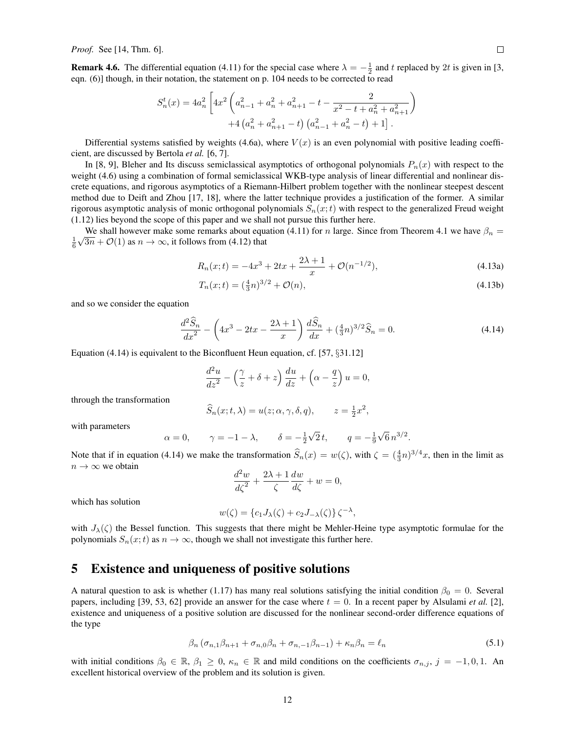*Proof.* See [14, Thm. 6]. □

**Remark 4.6.** The differential equation (4.11) for the special case where $\lambda = -\frac{1}{2}$ and $t$ replaced by $2t$ is given in [3, eqn. (6)] though, in their notation, the statement on p. 104 needs to be corrected to read

$$S_n^t(x) = 4a_n^2 \left[ 4x^2 \left( a_{n-1}^2 + a_n^2 + a_{n+1}^2 - t - \frac{2}{x^2 - t + a_n^2 + a_{n+1}^2} \right) + 4\left(a_n^2 + a_{n+1}^2 - t\right)\left(a_{n-1}^2 + a_n^2 - t\right) + 1 \right].$$

Differential systems satisfied by weights (4.6a), where $V(x)$ is an even polynomial with positive leading coefficient, are discussed by Bertola *et al.* [6, 7].

In [8, 9], Bleher and Its discuss semiclassical asymptotics of orthogonal polynomials $P_n(x)$ with respect to the weight (4.6) using a combination of formal semiclassical WKB-type analysis of linear differential and nonlinear discrete equations, and rigorous asymptotics of a Riemann-Hilbert problem together with the nonlinear steepest descent method due to Deift and Zhou [17, 18], where the latter technique provides a justification of the former. A similar rigorous asymptotic analysis of monic orthogonal polynomials $S_n(x;t)$ with respect to the generalized Freud weight (1.12) lies beyond the scope of this paper and we shall not pursue this further here.

We shall however make some remarks about equation (4.11) for $n$ large. Since from Theorem 4.1 we have $\beta_n = \frac{1}{6}\sqrt{3n} + \mathcal{O}(1)$ as $n \to \infty$, it follows from (4.12) that

$$R_n(x;t) = -4x^3 + 2tx + \frac{2\lambda + 1}{x} + \mathcal{O}(n^{-1/2}), \tag{4.13a}$$

$$T_n(x;t) = (\tfrac{4}{3}n)^{3/2} + \mathcal{O}(n), \tag{4.13b}$$

and so we consider the equation

$$\frac{d^2\widehat{S}_n}{dx^2} - \left(4x^3 - 2tx - \frac{2\lambda+1}{x}\right)\frac{d\widehat{S}_n}{dx} + (\tfrac{4}{3}n)^{3/2}\widehat{S}_n = 0. \tag{4.14}$$

Equation (4.14) is equivalent to the Biconfluent Heun equation, cf. [57, §31.12]

$$\frac{d^2u}{dz^2} - \left(\frac{\gamma}{z} + \delta + z\right)\frac{du}{dz} + \left(\alpha - \frac{q}{z}\right)u = 0,$$

through the transformation

$$\widehat{S}_n(x;t,\lambda) = u(z;\alpha,\gamma,\delta,q), \qquad z = \tfrac{1}{2}x^2,$$

with parameters

$$\alpha = 0, \qquad \gamma = -1 - \lambda, \qquad \delta = -\tfrac{1}{2}\sqrt{2}\,t, \qquad q = -\tfrac{1}{9}\sqrt{6}\,n^{3/2}.$$

Note that if in equation (4.14) we make the transformation $\widehat{S}_n(x) = w(\zeta)$, with $\zeta = (\frac{4}{3}n)^{3/4}x$, then in the limit as $n \to \infty$ we obtain

$$\frac{d^2w}{d\zeta^2} + \frac{2\lambda+1}{\zeta}\frac{dw}{d\zeta} + w = 0,$$

which has solution

$$w(\zeta) = \{c_1 J_\lambda(\zeta) + c_2 J_{-\lambda}(\zeta)\}\,\zeta^{-\lambda},$$

with $J_\lambda(\zeta)$ the Bessel function. This suggests that there might be Mehler-Heine type asymptotic formulae for the polynomials $S_n(x;t)$ as $n \to \infty$, though we shall not investigate this further here.

# 5 Existence and uniqueness of positive solutions

A natural question to ask is whether (1.17) has many real solutions satisfying the initial condition $\beta_0 = 0$. Several papers, including [39, 53, 62] provide an answer for the case where $t = 0$. In a recent paper by Alsulami *et al.* [2], existence and uniqueness of a positive solution are discussed for the nonlinear second-order difference equations of the type

$$\beta_n\left(\sigma_{n,1}\beta_{n+1} + \sigma_{n,0}\beta_n + \sigma_{n,-1}\beta_{n-1}\right) + \kappa_n\beta_n = \ell_n \tag{5.1}$$

with initial conditions $\beta_0 \in \mathbb{R}$, $\beta_1 \geq 0$, $\kappa_n \in \mathbb{R}$ and mild conditions on the coefficients $\sigma_{n,j}$, $j = -1, 0, 1$. An excellent historical overview of the problem and its solution is given.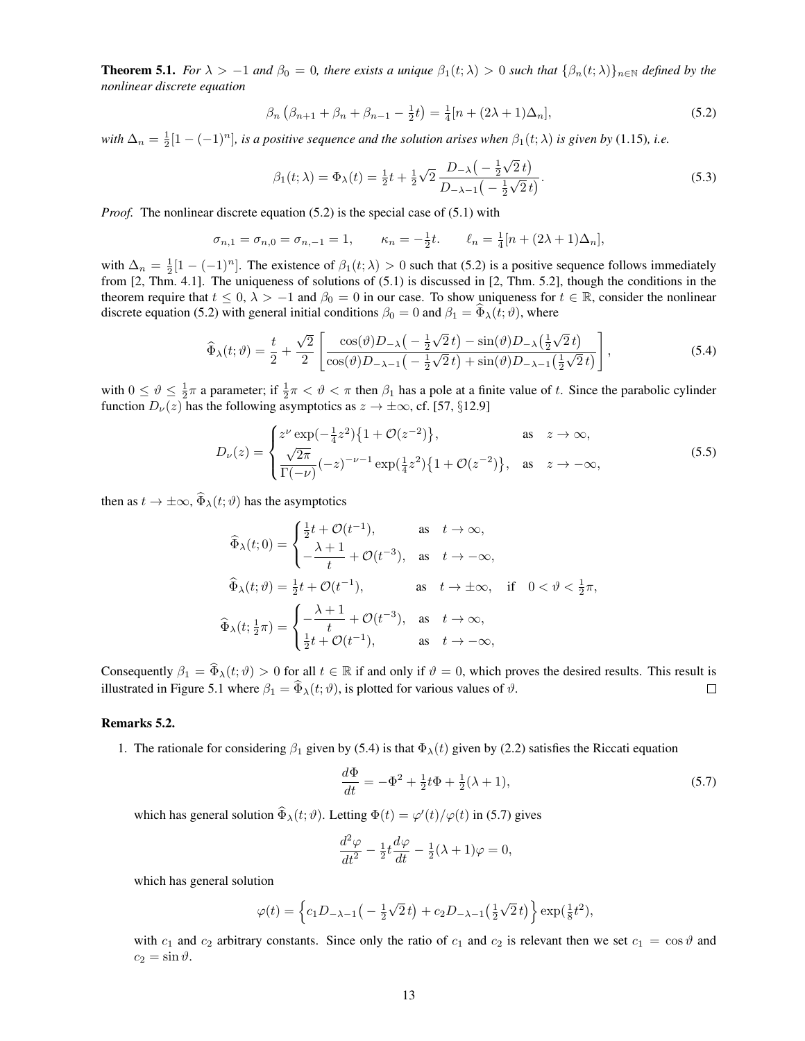**Theorem 5.1.** *For $\lambda > -1$ and $\beta_0 = 0$, there exists a unique $\beta_1(t;\lambda) > 0$ such that $\{\beta_n(t;\lambda)\}_{n\in\mathbb{N}}$ defined by the nonlinear discrete equation*

$$\beta_n\left(\beta_{n+1} + \beta_n + \beta_{n-1} - \tfrac{1}{2}t\right) = \tfrac{1}{4}[n + (2\lambda+1)\Delta_n], \tag{5.2}$$

*with $\Delta_n = \frac{1}{2}[1-(-1)^n]$, is a positive sequence and the solution arises when $\beta_1(t;\lambda)$ is given by* (1.15)*, i.e.*

$$\beta_1(t;\lambda) = \Phi_\lambda(t) = \tfrac{1}{2}t + \tfrac{1}{2}\sqrt{2}\,\frac{D_{-\lambda}\left(-\tfrac{1}{2}\sqrt{2}\,t\right)}{D_{-\lambda-1}\left(-\tfrac{1}{2}\sqrt{2}\,t\right)}. \tag{5.3}$$

*Proof.* The nonlinear discrete equation (5.2) is the special case of (5.1) with

$$\sigma_{n,1} = \sigma_{n,0} = \sigma_{n,-1} = 1, \qquad \kappa_n = -\tfrac{1}{2}t. \qquad \ell_n = \tfrac{1}{4}[n + (2\lambda+1)\Delta_n],$$

with $\Delta_n = \frac{1}{2}[1-(-1)^n]$. The existence of $\beta_1(t;\lambda) > 0$ such that (5.2) is a positive sequence follows immediately from [2, Thm. 4.1]. The uniqueness of solutions of (5.1) is discussed in [2, Thm. 5.2], though the conditions in the theorem require that $t \le 0$, $\lambda > -1$ and $\beta_0 = 0$ in our case. To show uniqueness for $t \in \mathbb{R}$, consider the nonlinear discrete equation (5.2) with general initial conditions $\beta_0 = 0$ and $\beta_1 = \widehat{\Phi}_\lambda(t;\vartheta)$, where

$$\widehat{\Phi}_\lambda(t;\vartheta) = \frac{t}{2} + \frac{\sqrt{2}}{2}\left[\frac{\cos(\vartheta)D_{-\lambda}\left(-\tfrac{1}{2}\sqrt{2}\,t\right) - \sin(\vartheta)D_{-\lambda}\left(\tfrac{1}{2}\sqrt{2}\,t\right)}{\cos(\vartheta)D_{-\lambda-1}\left(-\tfrac{1}{2}\sqrt{2}\,t\right) + \sin(\vartheta)D_{-\lambda-1}\left(\tfrac{1}{2}\sqrt{2}\,t\right)}\right], \tag{5.4}$$

with $0 \le \vartheta \le \frac{1}{2}\pi$ a parameter; if $\frac{1}{2}\pi < \vartheta < \pi$ then $\beta_1$ has a pole at a finite value of $t$. Since the parabolic cylinder function $D_\nu(z)$ has the following asymptotics as $z \to \pm\infty$, cf. [57, §12.9]

$$D_\nu(z) = \begin{cases} z^\nu \exp(-\tfrac{1}{4}z^2)\left\{1 + \mathcal{O}(z^{-2})\right\}, & \text{as} \quad z \to \infty, \\ \dfrac{\sqrt{2\pi}}{\Gamma(-\nu)}(-z)^{-\nu-1}\exp(\tfrac{1}{4}z^2)\left\{1 + \mathcal{O}(z^{-2})\right\}, & \text{as} \quad z \to -\infty, \end{cases} \tag{5.5}$$

then as $t \to \pm\infty$, $\widehat{\Phi}_\lambda(t;\vartheta)$ has the asymptotics

$$\widehat{\Phi}_\lambda(t;0) = \begin{cases} \tfrac{1}{2}t + \mathcal{O}(t^{-1}), & \text{as} \quad t \to \infty, \\ -\dfrac{\lambda+1}{t} + \mathcal{O}(t^{-3}), & \text{as} \quad t \to -\infty, \end{cases}$$

$$\widehat{\Phi}_\lambda(t;\vartheta) = \tfrac{1}{2}t + \mathcal{O}(t^{-1}), \qquad \text{as} \quad t \to \pm\infty, \quad \text{if} \quad 0 < \vartheta < \tfrac{1}{2}\pi,$$

$$\widehat{\Phi}_\lambda(t;\tfrac{1}{2}\pi) = \begin{cases} -\dfrac{\lambda+1}{t} + \mathcal{O}(t^{-3}), & \text{as} \quad t \to \infty, \\ \tfrac{1}{2}t + \mathcal{O}(t^{-1}), & \text{as} \quad t \to -\infty, \end{cases}$$

Consequently $\beta_1 = \widehat{\Phi}_\lambda(t;\vartheta) > 0$ for all $t \in \mathbb{R}$ if and only if $\vartheta = 0$, which proves the desired results. This result is illustrated in Figure 5.1 where $\beta_1 = \widehat{\Phi}_\lambda(t;\vartheta)$, is plotted for various values of $\vartheta$. $\square$

**Remarks 5.2.**

1. The rationale for considering $\beta_1$ given by (5.4) is that $\Phi_\lambda(t)$ given by (2.2) satisfies the Riccati equation

$$\frac{d\Phi}{dt} = -\Phi^2 + \tfrac{1}{2}t\Phi + \tfrac{1}{2}(\lambda+1), \tag{5.7}$$

which has general solution $\widehat{\Phi}_\lambda(t;\vartheta)$. Letting $\Phi(t) = \varphi'(t)/\varphi(t)$ in (5.7) gives

$$\frac{d^2\varphi}{dt^2} - \tfrac{1}{2}t\frac{d\varphi}{dt} - \tfrac{1}{2}(\lambda+1)\varphi = 0,$$

which has general solution

$$\varphi(t) = \left\{c_1 D_{-\lambda-1}\left(-\tfrac{1}{2}\sqrt{2}\,t\right) + c_2 D_{-\lambda-1}\left(\tfrac{1}{2}\sqrt{2}\,t\right)\right\}\exp(\tfrac{1}{8}t^2),$$

with $c_1$ and $c_2$ arbitrary constants. Since only the ratio of $c_1$ and $c_2$ is relevant then we set $c_1 = \cos\vartheta$ and $c_2 = \sin\vartheta$.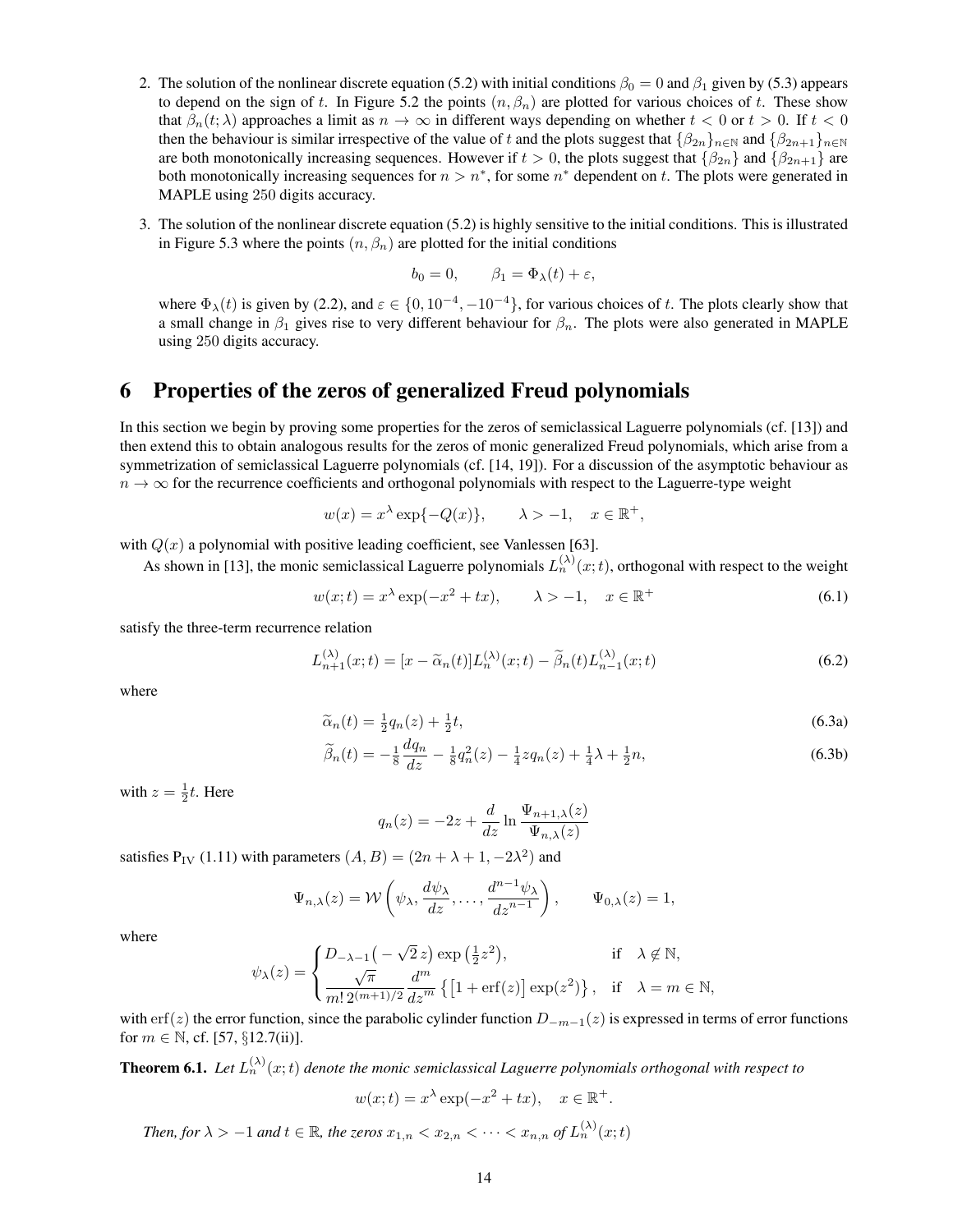2. The solution of the nonlinear discrete equation (5.2) with initial conditions $\beta_0 = 0$ and $\beta_1$ given by (5.3) appears to depend on the sign of $t$. In Figure 5.2 the points $(n, \beta_n)$ are plotted for various choices of $t$. These show that $\beta_n(t; \lambda)$ approaches a limit as $n \to \infty$ in different ways depending on whether $t < 0$ or $t > 0$. If $t < 0$ then the behaviour is similar irrespective of the value of $t$ and the plots suggest that $\{\beta_{2n}\}_{n\in\mathbb{N}}$ and $\{\beta_{2n+1}\}_{n\in\mathbb{N}}$ are both monotonically increasing sequences. However if $t > 0$, the plots suggest that $\{\beta_{2n}\}$ and $\{\beta_{2n+1}\}$ are both monotonically increasing sequences for $n > n^*$, for some $n^*$ dependent on $t$. The plots were generated in MAPLE using 250 digits accuracy.

3. The solution of the nonlinear discrete equation (5.2) is highly sensitive to the initial conditions. This is illustrated in Figure 5.3 where the points $(n, \beta_n)$ are plotted for the initial conditions

$$b_0 = 0, \qquad \beta_1 = \Phi_\lambda(t) + \varepsilon,$$

where $\Phi_\lambda(t)$ is given by (2.2), and $\varepsilon \in \{0, 10^{-4}, -10^{-4}\}$, for various choices of $t$. The plots clearly show that a small change in $\beta_1$ gives rise to very different behaviour for $\beta_n$. The plots were also generated in MAPLE using 250 digits accuracy.

# 6 Properties of the zeros of generalized Freud polynomials

In this section we begin by proving some properties for the zeros of semiclassical Laguerre polynomials (cf. [13]) and then extend this to obtain analogous results for the zeros of monic generalized Freud polynomials, which arise from a symmetrization of semiclassical Laguerre polynomials (cf. [14, 19]). For a discussion of the asymptotic behaviour as $n \to \infty$ for the recurrence coefficients and orthogonal polynomials with respect to the Laguerre-type weight

$$w(x) = x^\lambda \exp\{-Q(x)\}, \qquad \lambda > -1, \quad x \in \mathbb{R}^+,$$

with $Q(x)$ a polynomial with positive leading coefficient, see Vanlessen [63].

As shown in [13], the monic semiclassical Laguerre polynomials $L_n^{(\lambda)}(x;t)$, orthogonal with respect to the weight

$$w(x;t) = x^\lambda \exp(-x^2 + tx), \qquad \lambda > -1, \quad x \in \mathbb{R}^+ \tag{6.1}$$

satisfy the three-term recurrence relation

$$L_{n+1}^{(\lambda)}(x;t) = [x - \widetilde{\alpha}_n(t)] L_n^{(\lambda)}(x;t) - \widetilde{\beta}_n(t) L_{n-1}^{(\lambda)}(x;t) \tag{6.2}$$

where

$$\widetilde{\alpha}_n(t) = \tfrac{1}{2} q_n(z) + \tfrac{1}{2} t, \tag{6.3a}$$

$$\widetilde{\beta}_n(t) = -\tfrac{1}{8} \frac{dq_n}{dz} - \tfrac{1}{8} q_n^2(z) - \tfrac{1}{4} z q_n(z) + \tfrac{1}{4}\lambda + \tfrac{1}{2} n, \tag{6.3b}$$

with $z = \tfrac{1}{2} t$. Here

$$q_n(z) = -2z + \frac{d}{dz} \ln \frac{\Psi_{n+1,\lambda}(z)}{\Psi_{n,\lambda}(z)}$$

satisfies $\mathrm{P_{IV}}$ (1.11) with parameters $(A, B) = (2n + \lambda + 1, -2\lambda^2)$ and

$$\Psi_{n,\lambda}(z) = \mathcal{W}\left(\psi_\lambda, \frac{d\psi_\lambda}{dz}, \ldots, \frac{d^{n-1}\psi_\lambda}{dz^{n-1}}\right), \qquad \Psi_{0,\lambda}(z) = 1,$$

where

$$\psi_\lambda(z) = \begin{cases} D_{-\lambda-1}\big(-\sqrt{2}\,z\big) \exp\big(\tfrac{1}{2}z^2\big), & \text{if} \quad \lambda \notin \mathbb{N}, \\ \dfrac{\sqrt{\pi}}{m!\, 2^{(m+1)/2}} \dfrac{d^m}{dz^m} \left\{ \big[1 + \operatorname{erf}(z)\big] \exp(z^2) \right\}, & \text{if} \quad \lambda = m \in \mathbb{N}, \end{cases}$$

with $\operatorname{erf}(z)$ the error function, since the parabolic cylinder function $D_{-m-1}(z)$ is expressed in terms of error functions for $m \in \mathbb{N}$, cf. [57, §12.7(ii)].

**Theorem 6.1.** *Let $L_n^{(\lambda)}(x;t)$ denote the monic semiclassical Laguerre polynomials orthogonal with respect to*

$$w(x;t) = x^\lambda \exp(-x^2 + tx), \quad x \in \mathbb{R}^+.$$

*Then, for $\lambda > -1$ and $t \in \mathbb{R}$, the zeros $x_{1,n} < x_{2,n} < \cdots < x_{n,n}$ of $L_n^{(\lambda)}(x;t)$*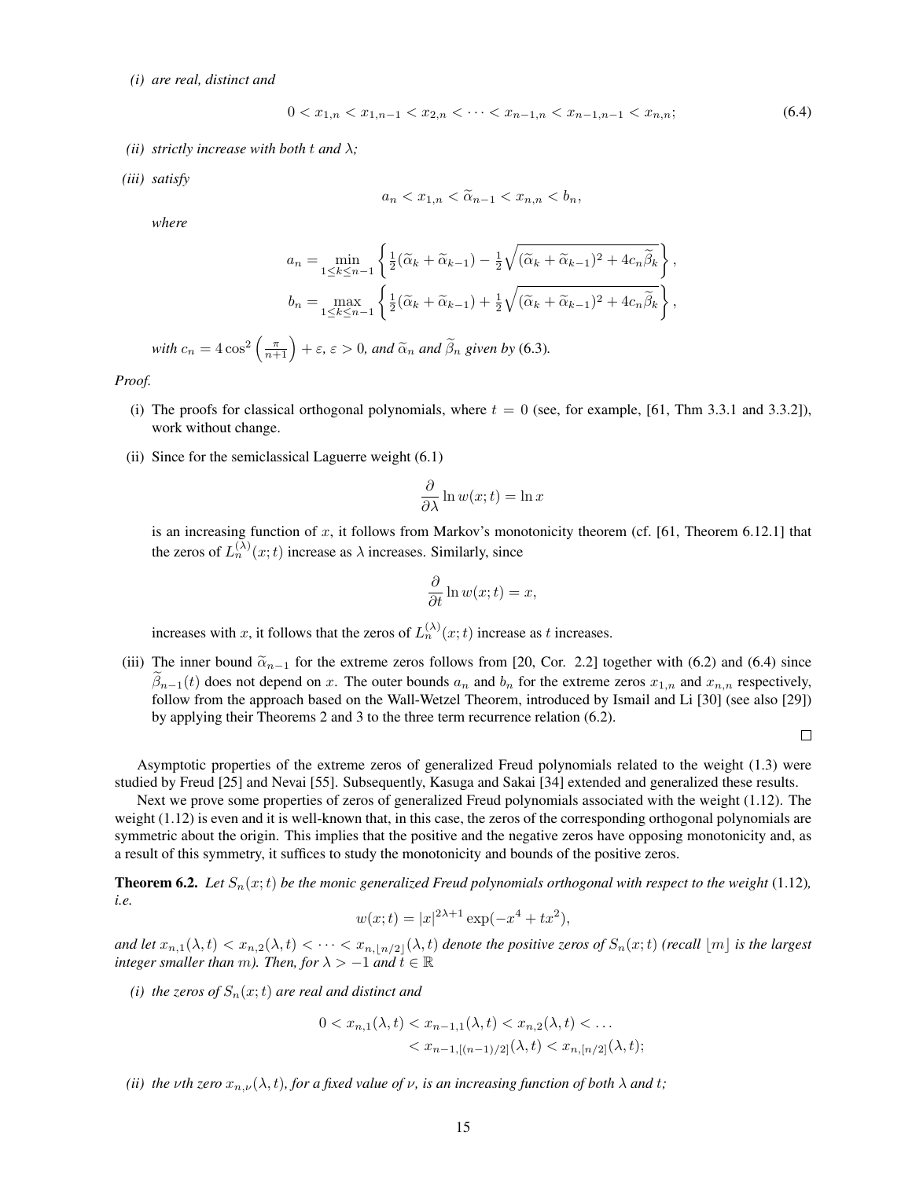*(i) are real, distinct and*

$$0 < x_{1,n} < x_{1,n-1} < x_{2,n} < \cdots < x_{n-1,n} < x_{n-1,n-1} < x_{n,n}; \tag{6.4}$$

*(ii) strictly increase with both $t$ and $\lambda$;*

*(iii) satisfy*

$$a_n < x_{1,n} < \widetilde{\alpha}_{n-1} < x_{n,n} < b_n,$$

*where*

$$a_n = \min_{1\le k\le n-1}\left\{\tfrac{1}{2}(\widetilde{\alpha}_k+\widetilde{\alpha}_{k-1}) - \tfrac{1}{2}\sqrt{(\widetilde{\alpha}_k+\widetilde{\alpha}_{k-1})^2+4c_n\widetilde{\beta}_k}\right\},$$
$$b_n = \max_{1\le k\le n-1}\left\{\tfrac{1}{2}(\widetilde{\alpha}_k+\widetilde{\alpha}_{k-1}) + \tfrac{1}{2}\sqrt{(\widetilde{\alpha}_k+\widetilde{\alpha}_{k-1})^2+4c_n\widetilde{\beta}_k}\right\},$$

*with $c_n = 4\cos^2\left(\frac{\pi}{n+1}\right)+\varepsilon$, $\varepsilon>0$, and $\widetilde{\alpha}_n$ and $\widetilde{\beta}_n$ given by* (6.3)*.*

*Proof.*

(i) The proofs for classical orthogonal polynomials, where $t = 0$ (see, for example, [61, Thm 3.3.1 and 3.3.2]), work without change.

(ii) Since for the semiclassical Laguerre weight (6.1)

$$\frac{\partial}{\partial\lambda}\ln w(x;t) = \ln x$$

is an increasing function of $x$, it follows from Markov's monotonicity theorem (cf. [61, Theorem 6.12.1] that the zeros of $L_n^{(\lambda)}(x;t)$ increase as $\lambda$ increases. Similarly, since

$$\frac{\partial}{\partial t}\ln w(x;t) = x,$$

increases with $x$, it follows that the zeros of $L_n^{(\lambda)}(x;t)$ increase as $t$ increases.

(iii) The inner bound $\widetilde{\alpha}_{n-1}$ for the extreme zeros follows from [20, Cor. 2.2] together with (6.2) and (6.4) since $\widetilde{\beta}_{n-1}(t)$ does not depend on $x$. The outer bounds $a_n$ and $b_n$ for the extreme zeros $x_{1,n}$ and $x_{n,n}$ respectively, follow from the approach based on the Wall-Wetzel Theorem, introduced by Ismail and Li [30] (see also [29]) by applying their Theorems 2 and 3 to the three term recurrence relation (6.2).

□

Asymptotic properties of the extreme zeros of generalized Freud polynomials related to the weight (1.3) were studied by Freud [25] and Nevai [55]. Subsequently, Kasuga and Sakai [34] extended and generalized these results.

Next we prove some properties of zeros of generalized Freud polynomials associated with the weight (1.12). The weight (1.12) is even and it is well-known that, in this case, the zeros of the corresponding orthogonal polynomials are symmetric about the origin. This implies that the positive and the negative zeros have opposing monotonicity and, as a result of this symmetry, it suffices to study the monotonicity and bounds of the positive zeros.

**Theorem 6.2.** *Let $S_n(x;t)$ be the monic generalized Freud polynomials orthogonal with respect to the weight* (1.12)*, i.e.*

$$w(x;t) = |x|^{2\lambda+1}\exp(-x^4+tx^2),$$

*and let $x_{n,1}(\lambda,t) < x_{n,2}(\lambda,t) < \cdots < x_{n,\lfloor n/2\rfloor}(\lambda,t)$ denote the positive zeros of $S_n(x;t)$ (recall $\lfloor m\rfloor$ is the largest integer smaller than $m$). Then, for $\lambda > -1$ and $t\in\mathbb{R}$*

*(i) the zeros of $S_n(x;t)$ are real and distinct and*

$$\begin{aligned}0 < x_{n,1}(\lambda,t) < x_{n-1,1}(\lambda,t) < x_{n,2}(\lambda,t) < \dots\\ < x_{n-1,[(n-1)/2]}(\lambda,t) < x_{n,[n/2]}(\lambda,t);\end{aligned}$$

*(ii) the $\nu$th zero $x_{n,\nu}(\lambda,t)$, for a fixed value of $\nu$, is an increasing function of both $\lambda$ and $t$;*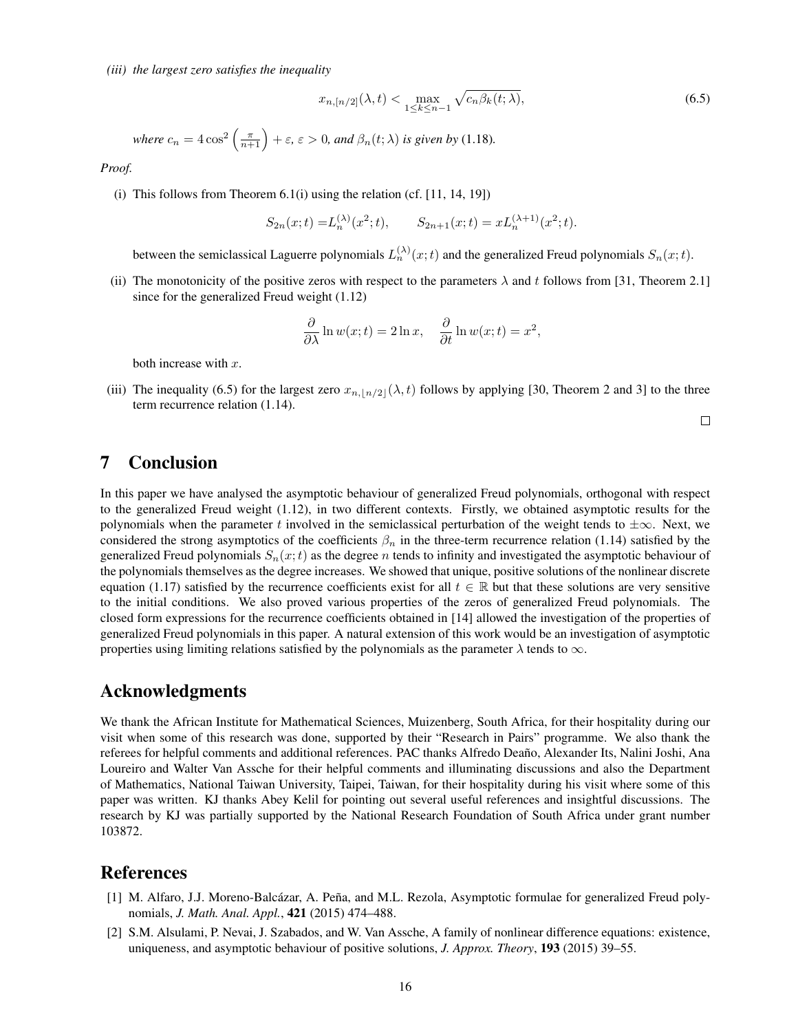*(iii) the largest zero satisfies the inequality*

$$x_{n,[n/2]}(\lambda, t) < \max_{1 \le k \le n-1} \sqrt{c_n \beta_k(t;\lambda)}, \tag{6.5}$$

*where* $c_n = 4\cos^2\left(\frac{\pi}{n+1}\right) + \varepsilon$, $\varepsilon > 0$, *and* $\beta_n(t;\lambda)$ *is given by* (1.18).

*Proof.*

(i) This follows from Theorem 6.1(i) using the relation (cf. [11, 14, 19])

$$S_{2n}(x;t) = L_n^{(\lambda)}(x^2;t), \qquad S_{2n+1}(x;t) = xL_n^{(\lambda+1)}(x^2;t).$$

between the semiclassical Laguerre polynomials $L_n^{(\lambda)}(x;t)$ and the generalized Freud polynomials $S_n(x;t)$.

(ii) The monotonicity of the positive zeros with respect to the parameters $\lambda$ and $t$ follows from [31, Theorem 2.1] since for the generalized Freud weight (1.12)

$$\frac{\partial}{\partial \lambda} \ln w(x;t) = 2\ln x, \quad \frac{\partial}{\partial t} \ln w(x;t) = x^2,$$

both increase with $x$.

(iii) The inequality (6.5) for the largest zero $x_{n,\lfloor n/2 \rfloor}(\lambda, t)$ follows by applying [30, Theorem 2 and 3] to the three term recurrence relation (1.14).

□

# 7 Conclusion

In this paper we have analysed the asymptotic behaviour of generalized Freud polynomials, orthogonal with respect to the generalized Freud weight (1.12), in two different contexts. Firstly, we obtained asymptotic results for the polynomials when the parameter $t$ involved in the semiclassical perturbation of the weight tends to $\pm\infty$. Next, we considered the strong asymptotics of the coefficients $\beta_n$ in the three-term recurrence relation (1.14) satisfied by the generalized Freud polynomials $S_n(x;t)$ as the degree $n$ tends to infinity and investigated the asymptotic behaviour of the polynomials themselves as the degree increases. We showed that unique, positive solutions of the nonlinear discrete equation (1.17) satisfied by the recurrence coefficients exist for all $t \in \mathbb{R}$ but that these solutions are very sensitive to the initial conditions. We also proved various properties of the zeros of generalized Freud polynomials. The closed form expressions for the recurrence coefficients obtained in [14] allowed the investigation of the properties of generalized Freud polynomials in this paper. A natural extension of this work would be an investigation of asymptotic properties using limiting relations satisfied by the polynomials as the parameter $\lambda$ tends to $\infty$.

# Acknowledgments

We thank the African Institute for Mathematical Sciences, Muizenberg, South Africa, for their hospitality during our visit when some of this research was done, supported by their "Research in Pairs" programme. We also thank the referees for helpful comments and additional references. PAC thanks Alfredo Deaño, Alexander Its, Nalini Joshi, Ana Loureiro and Walter Van Assche for their helpful comments and illuminating discussions and also the Department of Mathematics, National Taiwan University, Taipei, Taiwan, for their hospitality during his visit where some of this paper was written. KJ thanks Abey Kelil for pointing out several useful references and insightful discussions. The research by KJ was partially supported by the National Research Foundation of South Africa under grant number 103872.

# References

[1] M. Alfaro, J.J. Moreno-Balcázar, A. Peña, and M.L. Rezola, Asymptotic formulae for generalized Freud polynomials, *J. Math. Anal. Appl.*, **421** (2015) 474–488.

[2] S.M. Alsulami, P. Nevai, J. Szabados, and W. Van Assche, A family of nonlinear difference equations: existence, uniqueness, and asymptotic behaviour of positive solutions, *J. Approx. Theory*, **193** (2015) 39–55.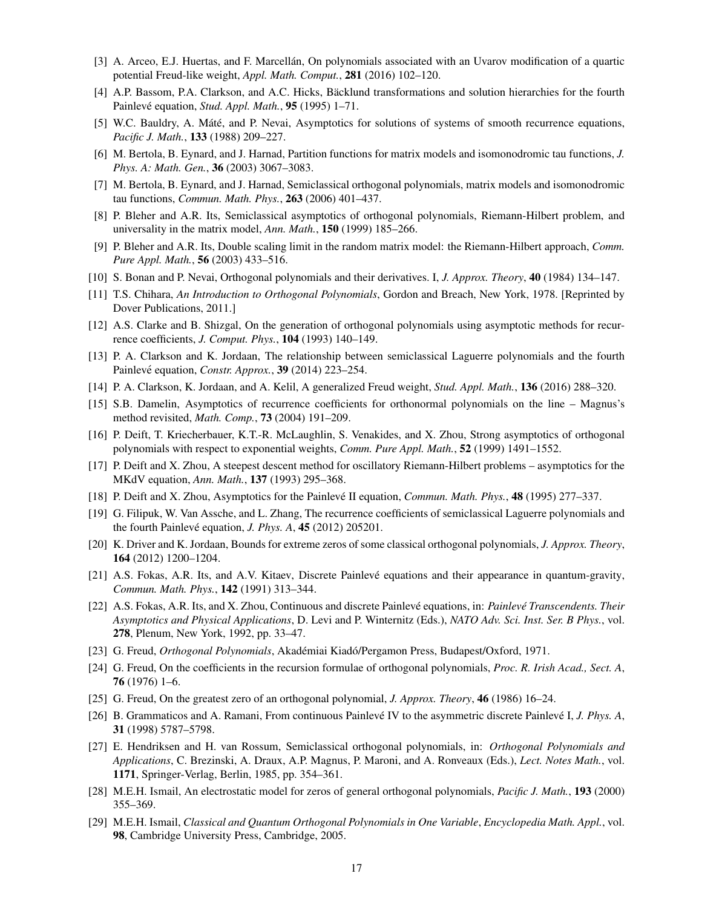[3] A. Arceo, E.J. Huertas, and F. Marcellán, On polynomials associated with an Uvarov modification of a quartic potential Freud-like weight, *Appl. Math. Comput.*, **281** (2016) 102–120.

[4] A.P. Bassom, P.A. Clarkson, and A.C. Hicks, Bäcklund transformations and solution hierarchies for the fourth Painlevé equation, *Stud. Appl. Math.*, **95** (1995) 1–71.

[5] W.C. Bauldry, A. Máté, and P. Nevai, Asymptotics for solutions of systems of smooth recurrence equations, *Pacific J. Math.*, **133** (1988) 209–227.

[6] M. Bertola, B. Eynard, and J. Harnad, Partition functions for matrix models and isomonodromic tau functions, *J. Phys. A: Math. Gen.*, **36** (2003) 3067–3083.

[7] M. Bertola, B. Eynard, and J. Harnad, Semiclassical orthogonal polynomials, matrix models and isomonodromic tau functions, *Commun. Math. Phys.*, **263** (2006) 401–437.

[8] P. Bleher and A.R. Its, Semiclassical asymptotics of orthogonal polynomials, Riemann-Hilbert problem, and universality in the matrix model, *Ann. Math.*, **150** (1999) 185–266.

[9] P. Bleher and A.R. Its, Double scaling limit in the random matrix model: the Riemann-Hilbert approach, *Comm. Pure Appl. Math.*, **56** (2003) 433–516.

[10] S. Bonan and P. Nevai, Orthogonal polynomials and their derivatives. I, *J. Approx. Theory*, **40** (1984) 134–147.

[11] T.S. Chihara, *An Introduction to Orthogonal Polynomials*, Gordon and Breach, New York, 1978. [Reprinted by Dover Publications, 2011.]

[12] A.S. Clarke and B. Shizgal, On the generation of orthogonal polynomials using asymptotic methods for recurrence coefficients, *J. Comput. Phys.*, **104** (1993) 140–149.

[13] P. A. Clarkson and K. Jordaan, The relationship between semiclassical Laguerre polynomials and the fourth Painlevé equation, *Constr. Approx.*, **39** (2014) 223–254.

[14] P. A. Clarkson, K. Jordaan, and A. Kelil, A generalized Freud weight, *Stud. Appl. Math.*, **136** (2016) 288–320.

[15] S.B. Damelin, Asymptotics of recurrence coefficients for orthonormal polynomials on the line – Magnus's method revisited, *Math. Comp.*, **73** (2004) 191–209.

[16] P. Deift, T. Kriecherbauer, K.T.-R. McLaughlin, S. Venakides, and X. Zhou, Strong asymptotics of orthogonal polynomials with respect to exponential weights, *Comm. Pure Appl. Math.*, **52** (1999) 1491–1552.

[17] P. Deift and X. Zhou, A steepest descent method for oscillatory Riemann-Hilbert problems – asymptotics for the MKdV equation, *Ann. Math.*, **137** (1993) 295–368.

[18] P. Deift and X. Zhou, Asymptotics for the Painlevé II equation, *Commun. Math. Phys.*, **48** (1995) 277–337.

[19] G. Filipuk, W. Van Assche, and L. Zhang, The recurrence coefficients of semiclassical Laguerre polynomials and the fourth Painlevé equation, *J. Phys. A*, **45** (2012) 205201.

[20] K. Driver and K. Jordaan, Bounds for extreme zeros of some classical orthogonal polynomials, *J. Approx. Theory*, **164** (2012) 1200–1204.

[21] A.S. Fokas, A.R. Its, and A.V. Kitaev, Discrete Painlevé equations and their appearance in quantum-gravity, *Commun. Math. Phys.*, **142** (1991) 313–344.

[22] A.S. Fokas, A.R. Its, and X. Zhou, Continuous and discrete Painlevé equations, in: *Painlevé Transcendents. Their Asymptotics and Physical Applications*, D. Levi and P. Winternitz (Eds.), *NATO Adv. Sci. Inst. Ser. B Phys.*, vol. **278**, Plenum, New York, 1992, pp. 33–47.

[23] G. Freud, *Orthogonal Polynomials*, Akadémiai Kiadó/Pergamon Press, Budapest/Oxford, 1971.

[24] G. Freud, On the coefficients in the recursion formulae of orthogonal polynomials, *Proc. R. Irish Acad., Sect. A*, **76** (1976) 1–6.

[25] G. Freud, On the greatest zero of an orthogonal polynomial, *J. Approx. Theory*, **46** (1986) 16–24.

[26] B. Grammaticos and A. Ramani, From continuous Painlevé IV to the asymmetric discrete Painlevé I, *J. Phys. A*, **31** (1998) 5787–5798.

[27] E. Hendriksen and H. van Rossum, Semiclassical orthogonal polynomials, in: *Orthogonal Polynomials and Applications*, C. Brezinski, A. Draux, A.P. Magnus, P. Maroni, and A. Ronveaux (Eds.), *Lect. Notes Math.*, vol. **1171**, Springer-Verlag, Berlin, 1985, pp. 354–361.

[28] M.E.H. Ismail, An electrostatic model for zeros of general orthogonal polynomials, *Pacific J. Math.*, **193** (2000) 355–369.

[29] M.E.H. Ismail, *Classical and Quantum Orthogonal Polynomials in One Variable*, *Encyclopedia Math. Appl.*, vol. **98**, Cambridge University Press, Cambridge, 2005.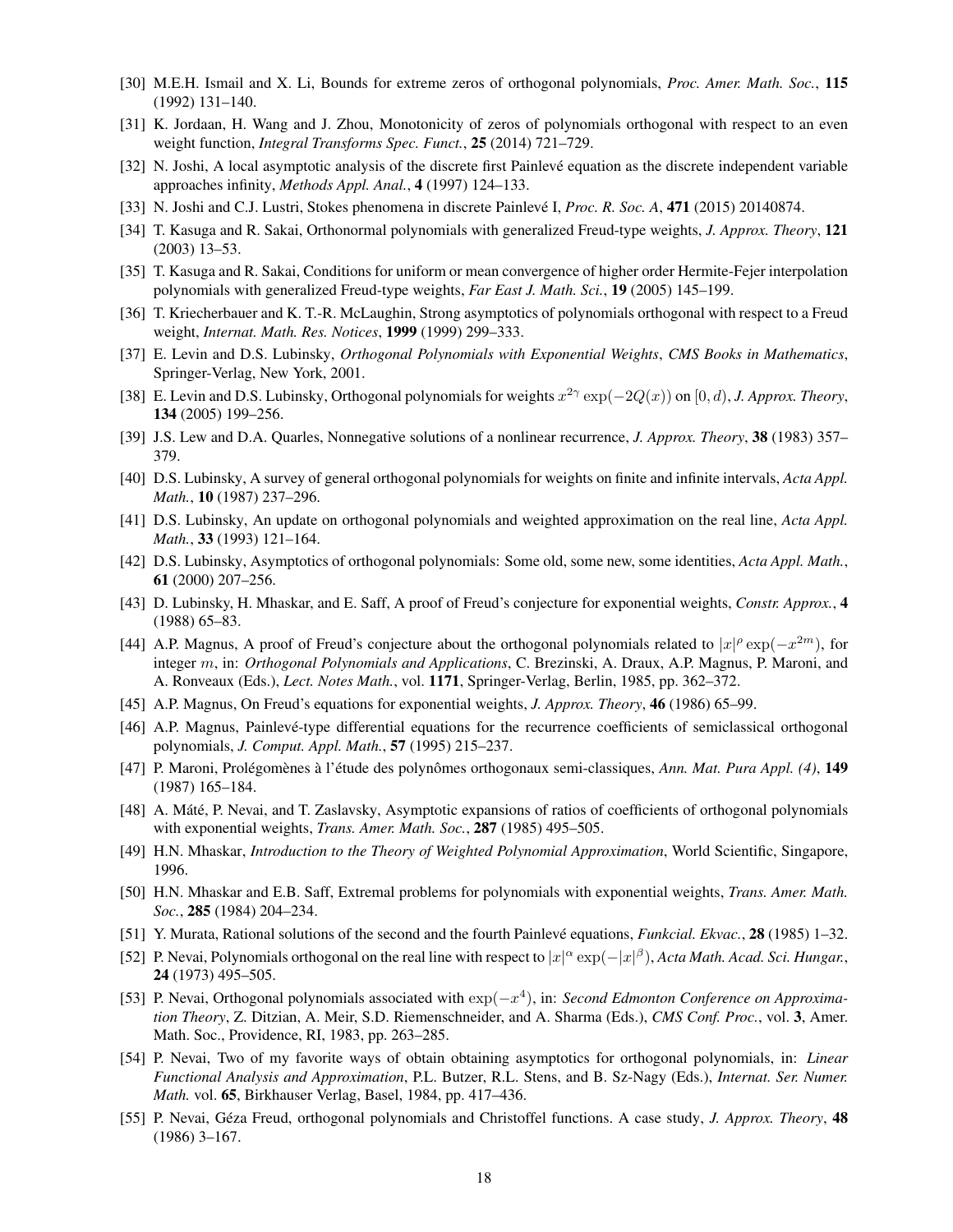[30] M.E.H. Ismail and X. Li, Bounds for extreme zeros of orthogonal polynomials, *Proc. Amer. Math. Soc.*, **115** (1992) 131–140.

[31] K. Jordaan, H. Wang and J. Zhou, Monotonicity of zeros of polynomials orthogonal with respect to an even weight function, *Integral Transforms Spec. Funct.*, **25** (2014) 721–729.

[32] N. Joshi, A local asymptotic analysis of the discrete first Painlevé equation as the discrete independent variable approaches infinity, *Methods Appl. Anal.*, **4** (1997) 124–133.

[33] N. Joshi and C.J. Lustri, Stokes phenomena in discrete Painlevé I, *Proc. R. Soc. A*, **471** (2015) 20140874.

[34] T. Kasuga and R. Sakai, Orthonormal polynomials with generalized Freud-type weights, *J. Approx. Theory*, **121** (2003) 13–53.

[35] T. Kasuga and R. Sakai, Conditions for uniform or mean convergence of higher order Hermite-Fejer interpolation polynomials with generalized Freud-type weights, *Far East J. Math. Sci.*, **19** (2005) 145–199.

[36] T. Kriecherbauer and K. T.-R. McLaughin, Strong asymptotics of polynomials orthogonal with respect to a Freud weight, *Internat. Math. Res. Notices*, **1999** (1999) 299–333.

[37] E. Levin and D.S. Lubinsky, *Orthogonal Polynomials with Exponential Weights*, *CMS Books in Mathematics*, Springer-Verlag, New York, 2001.

[38] E. Levin and D.S. Lubinsky, Orthogonal polynomials for weights $x^{2\gamma}\exp(-2Q(x))$ on $[0,d)$, *J. Approx. Theory*, **134** (2005) 199–256.

[39] J.S. Lew and D.A. Quarles, Nonnegative solutions of a nonlinear recurrence, *J. Approx. Theory*, **38** (1983) 357–379.

[40] D.S. Lubinsky, A survey of general orthogonal polynomials for weights on finite and infinite intervals, *Acta Appl. Math.*, **10** (1987) 237–296.

[41] D.S. Lubinsky, An update on orthogonal polynomials and weighted approximation on the real line, *Acta Appl. Math.*, **33** (1993) 121–164.

[42] D.S. Lubinsky, Asymptotics of orthogonal polynomials: Some old, some new, some identities, *Acta Appl. Math.*, **61** (2000) 207–256.

[43] D. Lubinsky, H. Mhaskar, and E. Saff, A proof of Freud's conjecture for exponential weights, *Constr. Approx.*, **4** (1988) 65–83.

[44] A.P. Magnus, A proof of Freud's conjecture about the orthogonal polynomials related to $|x|^{\rho}\exp(-x^{2m})$, for integer $m$, in: *Orthogonal Polynomials and Applications*, C. Brezinski, A. Draux, A.P. Magnus, P. Maroni, and A. Ronveaux (Eds.), *Lect. Notes Math.*, vol. **1171**, Springer-Verlag, Berlin, 1985, pp. 362–372.

[45] A.P. Magnus, On Freud's equations for exponential weights, *J. Approx. Theory*, **46** (1986) 65–99.

[46] A.P. Magnus, Painlevé-type differential equations for the recurrence coefficients of semiclassical orthogonal polynomials, *J. Comput. Appl. Math.*, **57** (1995) 215–237.

[47] P. Maroni, Prolégomènes à l'étude des polynômes orthogonaux semi-classiques, *Ann. Mat. Pura Appl. (4)*, **149** (1987) 165–184.

[48] A. Máté, P. Nevai, and T. Zaslavsky, Asymptotic expansions of ratios of coefficients of orthogonal polynomials with exponential weights, *Trans. Amer. Math. Soc.*, **287** (1985) 495–505.

[49] H.N. Mhaskar, *Introduction to the Theory of Weighted Polynomial Approximation*, World Scientific, Singapore, 1996.

[50] H.N. Mhaskar and E.B. Saff, Extremal problems for polynomials with exponential weights, *Trans. Amer. Math. Soc.*, **285** (1984) 204–234.

[51] Y. Murata, Rational solutions of the second and the fourth Painlevé equations, *Funkcial. Ekvac.*, **28** (1985) 1–32.

[52] P. Nevai, Polynomials orthogonal on the real line with respect to $|x|^{\alpha}\exp(-|x|^{\beta})$, *Acta Math. Acad. Sci. Hungar.*, **24** (1973) 495–505.

[53] P. Nevai, Orthogonal polynomials associated with $\exp(-x^4)$, in: *Second Edmonton Conference on Approximation Theory*, Z. Ditzian, A. Meir, S.D. Riemenschneider, and A. Sharma (Eds.), *CMS Conf. Proc.*, vol. **3**, Amer. Math. Soc., Providence, RI, 1983, pp. 263–285.

[54] P. Nevai, Two of my favorite ways of obtain obtaining asymptotics for orthogonal polynomials, in: *Linear Functional Analysis and Approximation*, P.L. Butzer, R.L. Stens, and B. Sz-Nagy (Eds.), *Internat. Ser. Numer. Math.* vol. **65**, Birkhauser Verlag, Basel, 1984, pp. 417–436.

[55] P. Nevai, Géza Freud, orthogonal polynomials and Christoffel functions. A case study, *J. Approx. Theory*, **48** (1986) 3–167.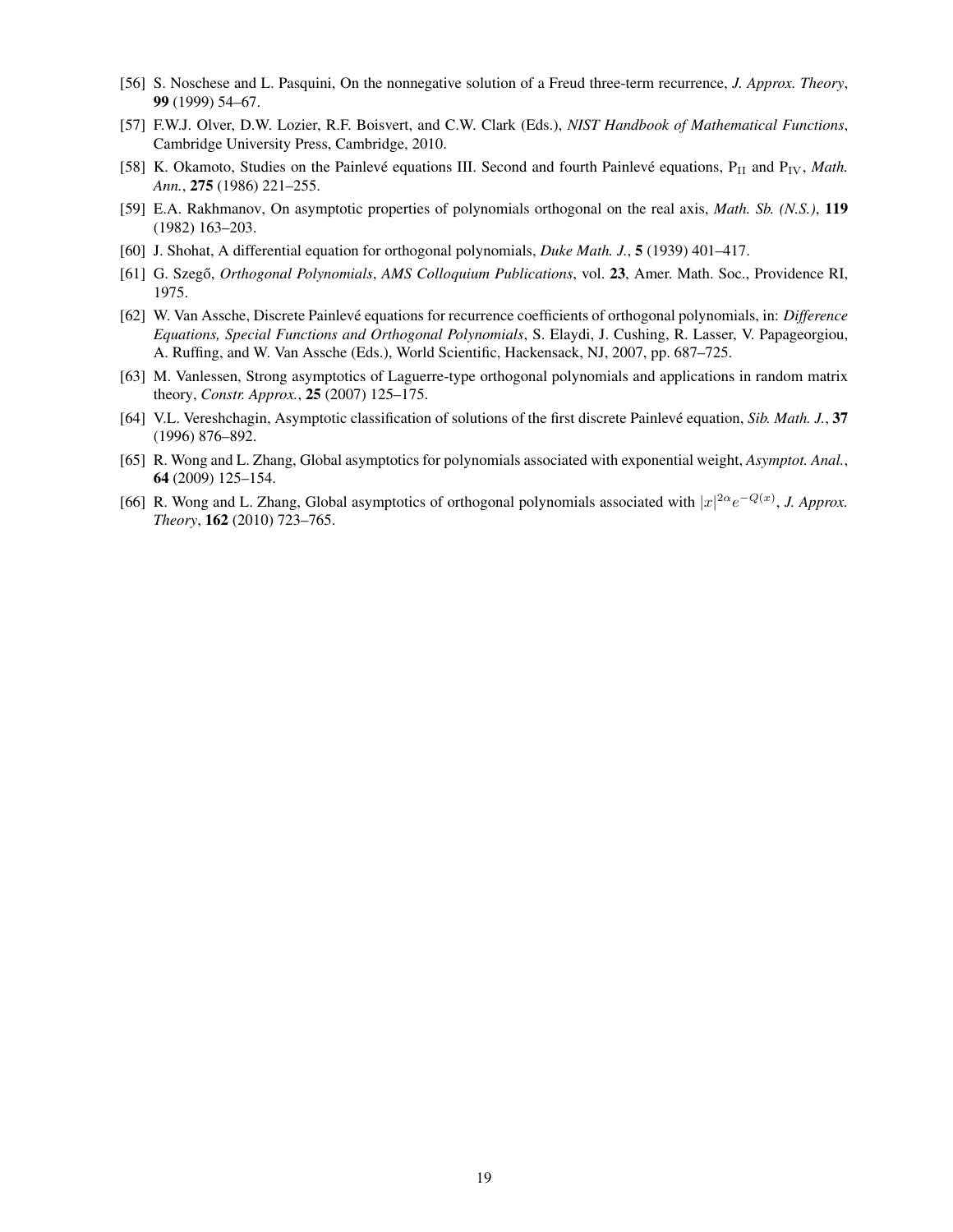[56] S. Noschese and L. Pasquini, On the nonnegative solution of a Freud three-term recurrence, *J. Approx. Theory*, **99** (1999) 54–67.

[57] F.W.J. Olver, D.W. Lozier, R.F. Boisvert, and C.W. Clark (Eds.), *NIST Handbook of Mathematical Functions*, Cambridge University Press, Cambridge, 2010.

[58] K. Okamoto, Studies on the Painlevé equations III. Second and fourth Painlevé equations, $\mathrm{P_{II}}$ and $\mathrm{P_{IV}}$, *Math. Ann.*, **275** (1986) 221–255.

[59] E.A. Rakhmanov, On asymptotic properties of polynomials orthogonal on the real axis, *Math. Sb. (N.S.)*, **119** (1982) 163–203.

[60] J. Shohat, A differential equation for orthogonal polynomials, *Duke Math. J.*, **5** (1939) 401–417.

[61] G. Szegő, *Orthogonal Polynomials*, *AMS Colloquium Publications*, vol. **23**, Amer. Math. Soc., Providence RI, 1975.

[62] W. Van Assche, Discrete Painlevé equations for recurrence coefficients of orthogonal polynomials, in: *Difference Equations, Special Functions and Orthogonal Polynomials*, S. Elaydi, J. Cushing, R. Lasser, V. Papageorgiou, A. Ruffing, and W. Van Assche (Eds.), World Scientific, Hackensack, NJ, 2007, pp. 687–725.

[63] M. Vanlessen, Strong asymptotics of Laguerre-type orthogonal polynomials and applications in random matrix theory, *Constr. Approx.*, **25** (2007) 125–175.

[64] V.L. Vereshchagin, Asymptotic classification of solutions of the first discrete Painlevé equation, *Sib. Math. J.*, **37** (1996) 876–892.

[65] R. Wong and L. Zhang, Global asymptotics for polynomials associated with exponential weight, *Asymptot. Anal.*, **64** (2009) 125–154.

[66] R. Wong and L. Zhang, Global asymptotics of orthogonal polynomials associated with $|x|^{2\alpha}e^{-Q(x)}$, *J. Approx. Theory*, **162** (2010) 723–765.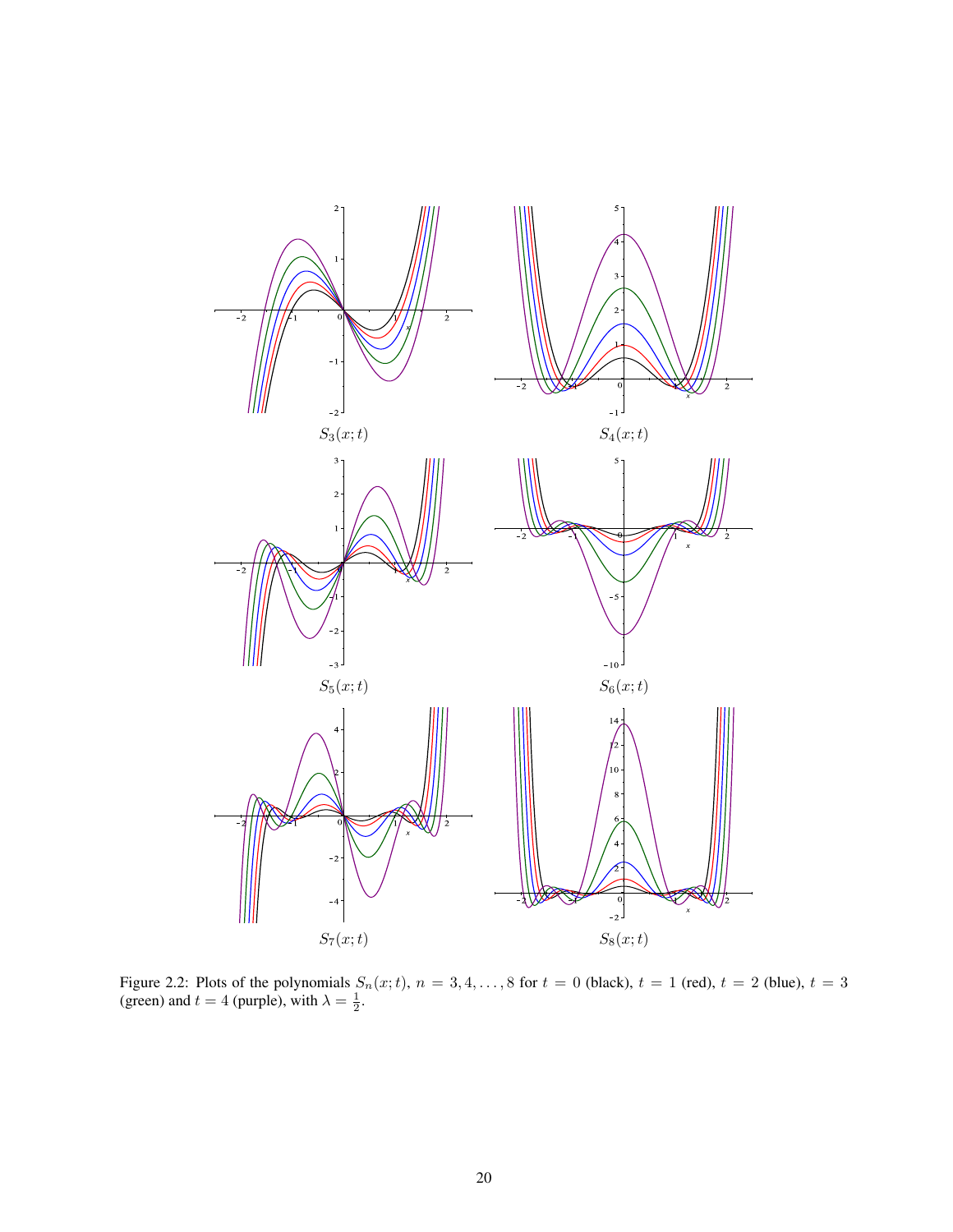$S_3(x;t)$

$S_4(x;t)$

$S_5(x;t)$

$S_6(x;t)$

$S_7(x;t)$

$S_8(x;t)$

Figure 2.2: Plots of the polynomials $S_n(x;t)$, $n = 3, 4, \ldots, 8$ for $t = 0$ (black), $t = 1$ (red), $t = 2$ (blue), $t = 3$ (green) and $t = 4$ (purple), with $\lambda = \frac{1}{2}$.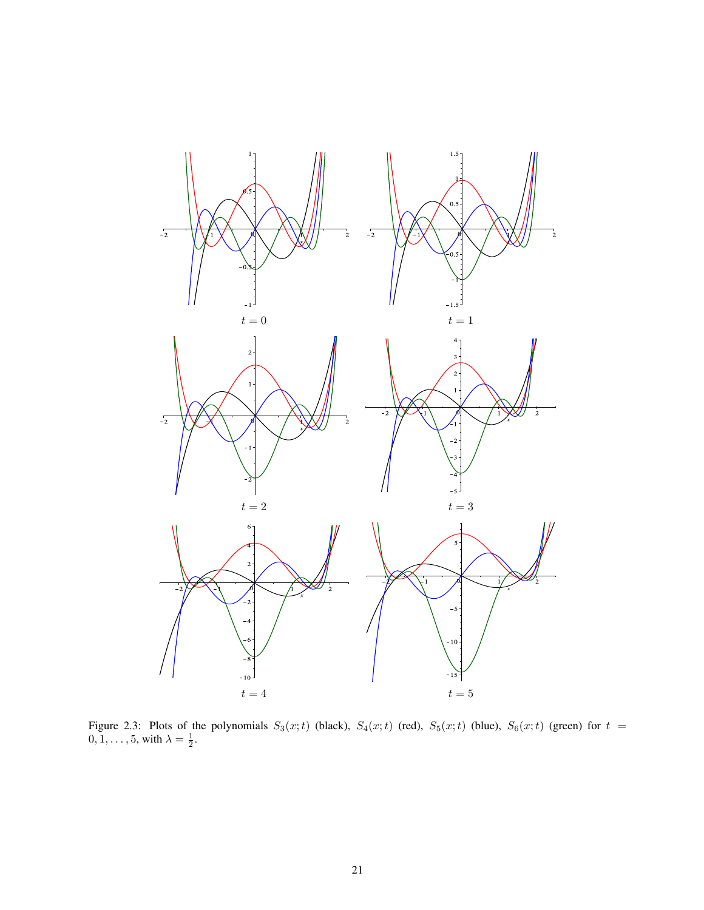Figure 2.3: Plots of the polynomials $S_3(x;t)$ (black), $S_4(x;t)$ (red), $S_5(x;t)$ (blue), $S_6(x;t)$ (green) for $t = 0, 1, \ldots, 5$, with $\lambda = \frac{1}{2}$.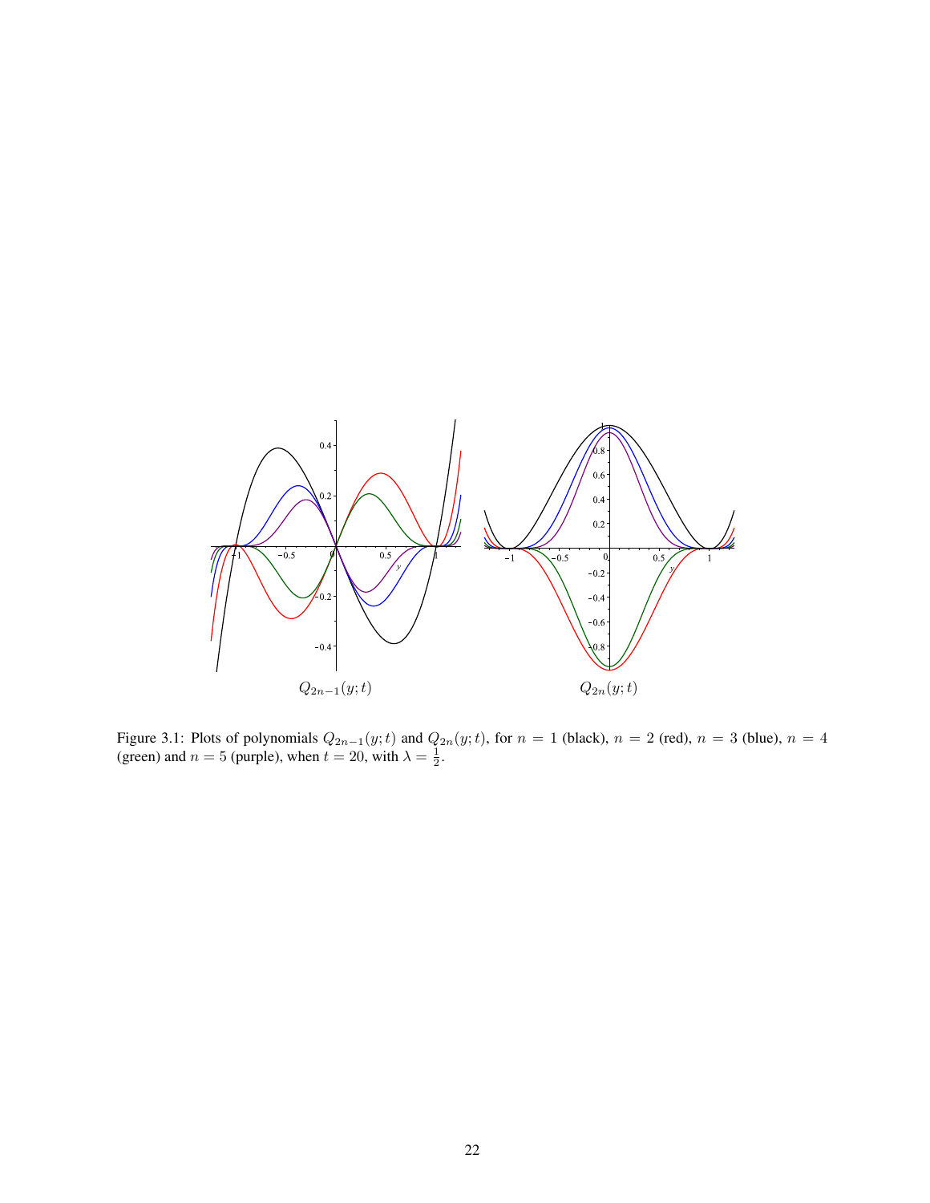$Q_{2n-1}(y;t)$

$Q_{2n}(y;t)$

Figure 3.1: Plots of polynomials $Q_{2n-1}(y;t)$ and $Q_{2n}(y;t)$, for $n = 1$ (black), $n = 2$ (red), $n = 3$ (blue), $n = 4$ (green) and $n = 5$ (purple), when $t = 20$, with $\lambda = \frac{1}{2}$.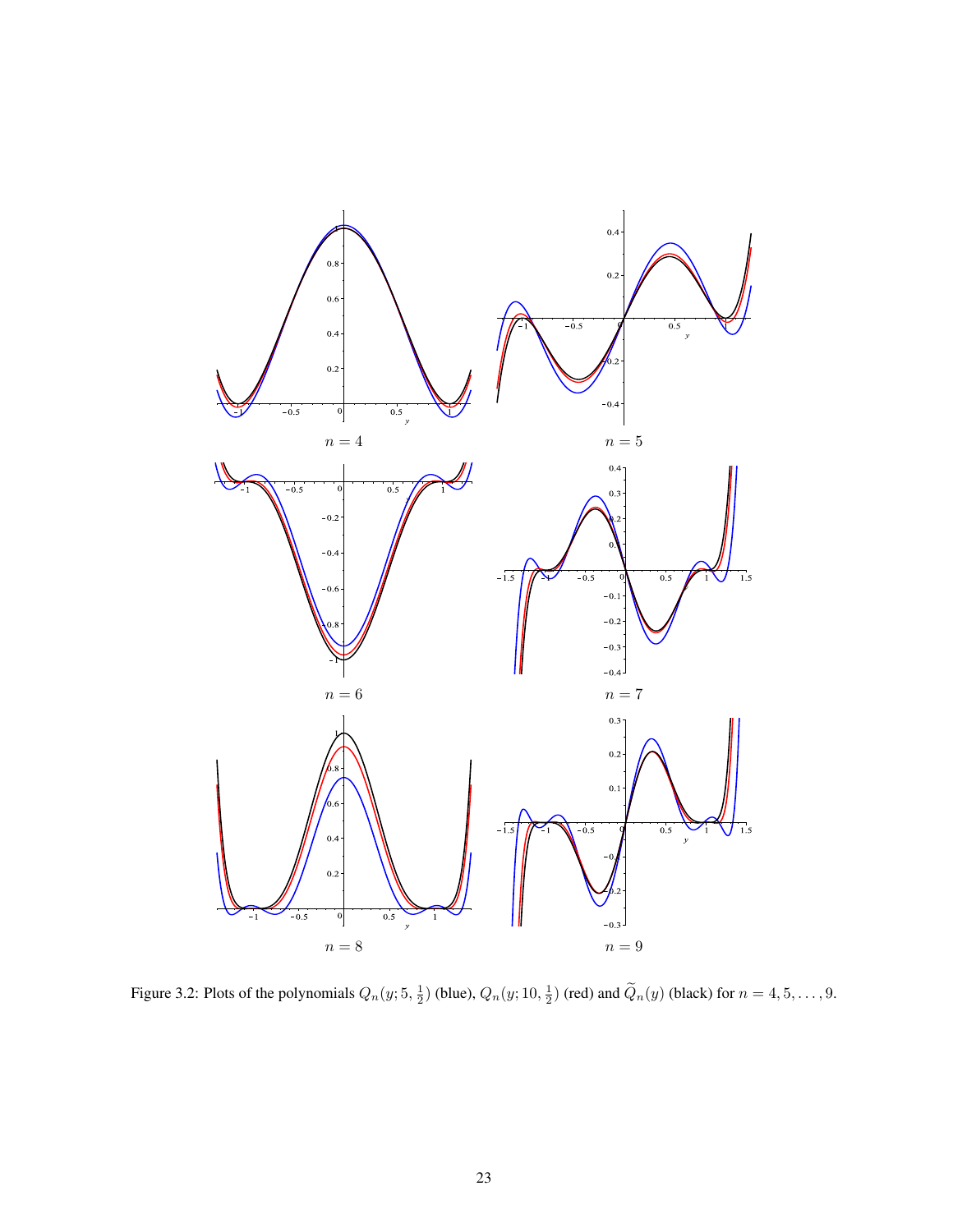Figure 3.2: Plots of the polynomials $Q_n(y; 5, \frac{1}{2})$ (blue), $Q_n(y; 10, \frac{1}{2})$ (red) and $\widetilde{Q}_n(y)$ (black) for $n = 4, 5, \ldots, 9$.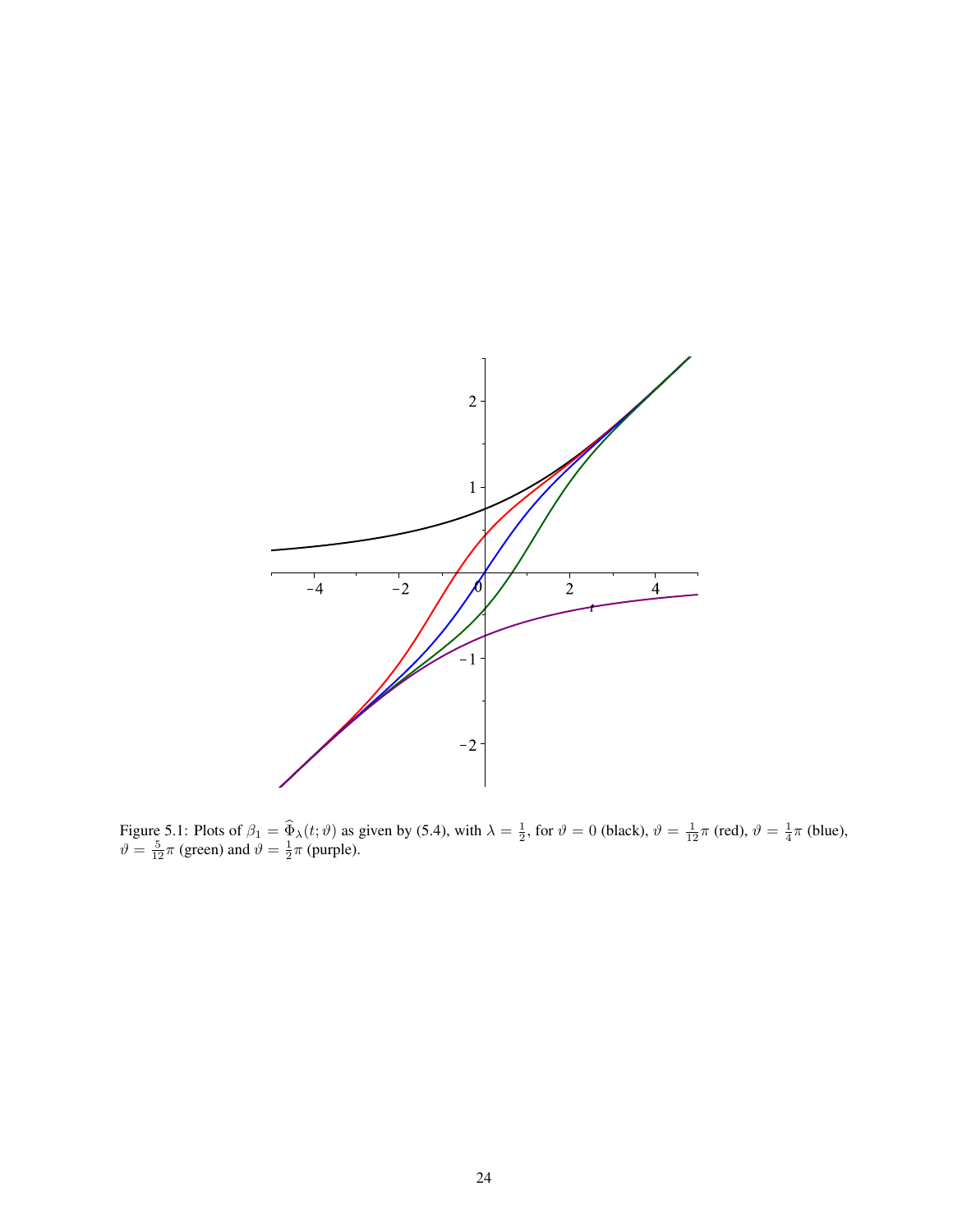Figure 5.1: Plots of $\beta_1 = \widehat{\Phi}_\lambda(t;\vartheta)$ as given by (5.4), with $\lambda = \frac{1}{2}$, for $\vartheta = 0$ (black), $\vartheta = \frac{1}{12}\pi$ (red), $\vartheta = \frac{1}{4}\pi$ (blue), $\vartheta = \frac{5}{12}\pi$ (green) and $\vartheta = \frac{1}{2}\pi$ (purple).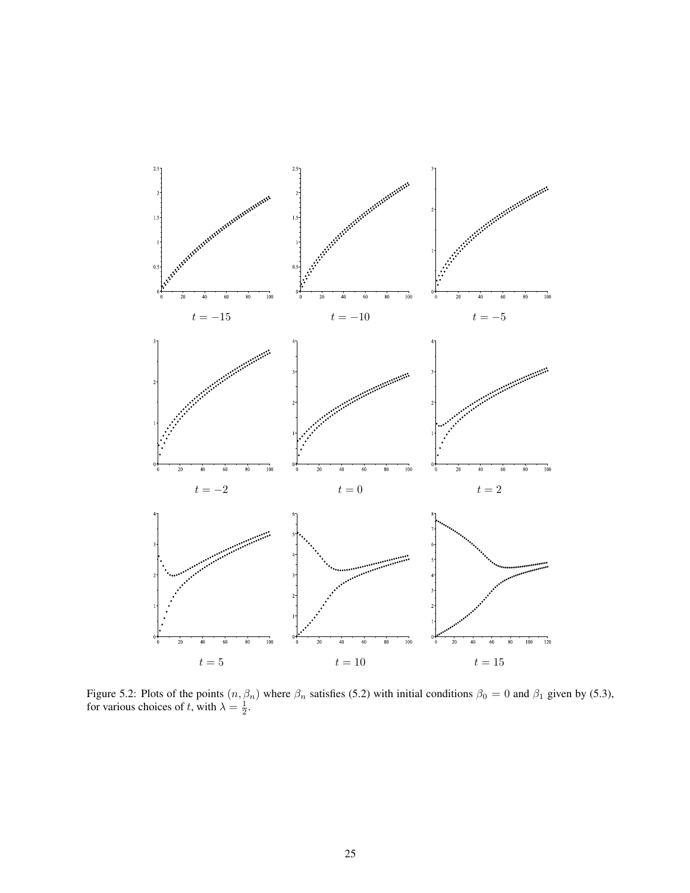$t = -15$ $\quad$ $t = -10$ $\quad$ $t = -5$

$t = -2$ $\quad$ $t = 0$ $\quad$ $t = 2$

$t = 5$ $\quad$ $t = 10$ $\quad$ $t = 15$

Figure 5.2: Plots of the points $(n, \beta_n)$ where $\beta_n$ satisfies (5.2) with initial conditions $\beta_0 = 0$ and $\beta_1$ given by (5.3), for various choices of $t$, with $\lambda = \frac{1}{2}$.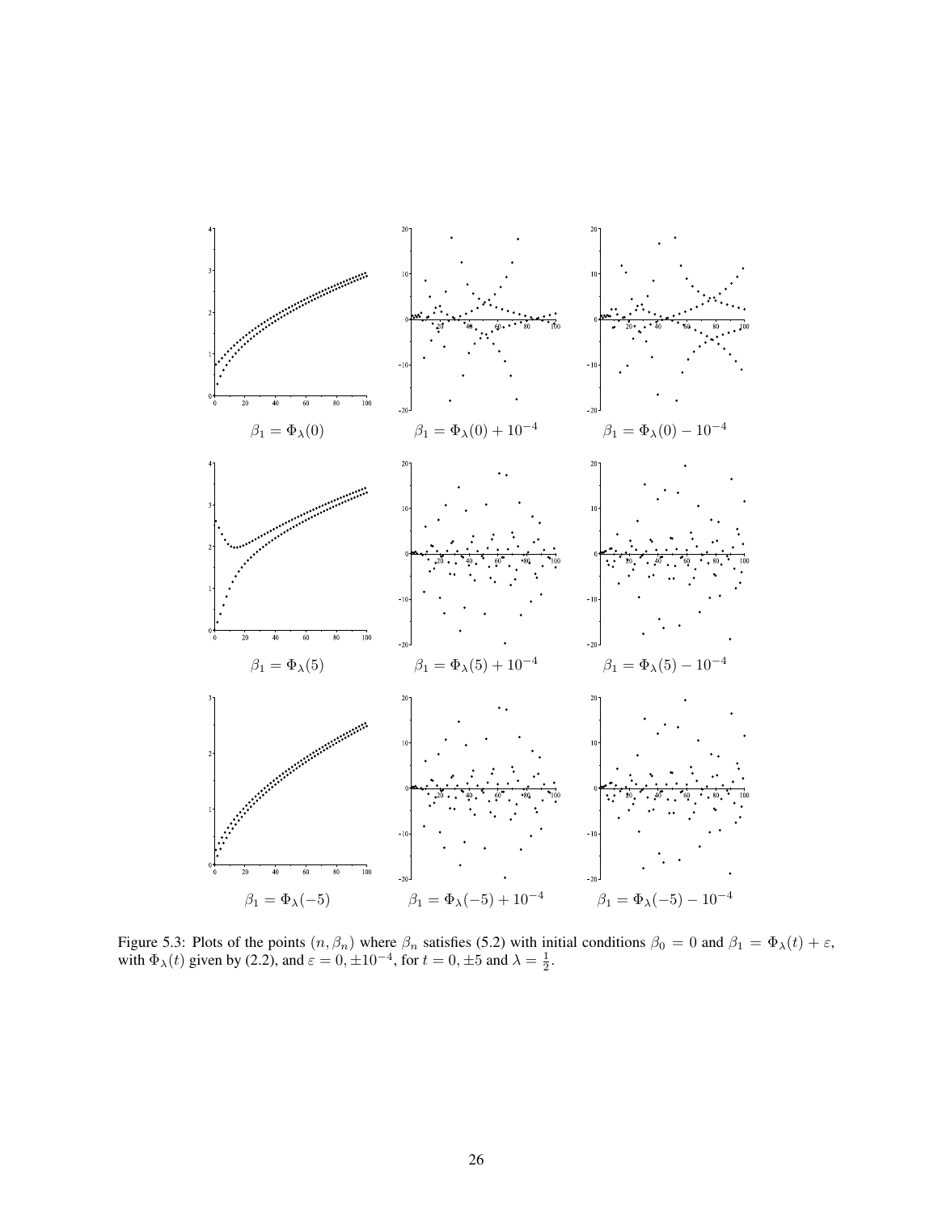4
3
2
1
0
0 20 40 60 80 100

$\beta_1 = \Phi_\lambda(0)$

20
10
0
-10
-20
20 40 60 80 100

$\beta_1 = \Phi_\lambda(0) + 10^{-4}$

20
10
0
-10
-20
20 40 60 80 100

$\beta_1 = \Phi_\lambda(0) - 10^{-4}$

4
3
2
1
0
0 20 40 60 80 100

$\beta_1 = \Phi_\lambda(5)$

20
10
0
-10
-20
20 40 60 80 100

$\beta_1 = \Phi_\lambda(5) + 10^{-4}$

20
10
0
-10
-20
20 40 60 80 100

$\beta_1 = \Phi_\lambda(5) - 10^{-4}$

3
2
1
0
0 20 40 60 80 100

$\beta_1 = \Phi_\lambda(-5)$

20
10
0
-10
-20
20 40 60 80 100

$\beta_1 = \Phi_\lambda(-5) + 10^{-4}$

20
10
0
-10
-20
20 40 60 80 100

$\beta_1 = \Phi_\lambda(-5) - 10^{-4}$

Figure 5.3: Plots of the points $(n, \beta_n)$ where $\beta_n$ satisfies (5.2) with initial conditions $\beta_0 = 0$ and $\beta_1 = \Phi_\lambda(t) + \varepsilon$, with $\Phi_\lambda(t)$ given by (2.2), and $\varepsilon = 0, \pm 10^{-4}$, for $t = 0, \pm 5$ and $\lambda = \frac{1}{2}$.